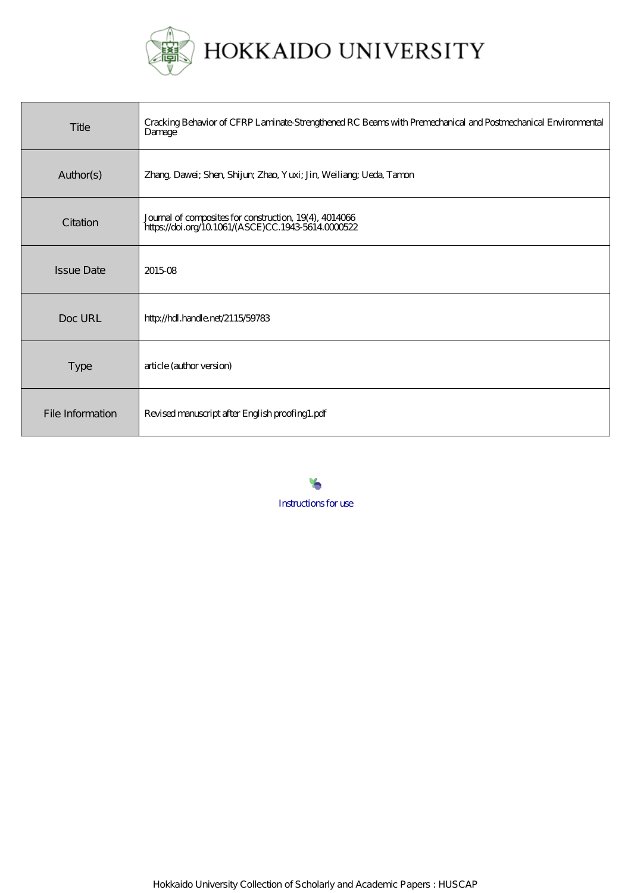HOKKAIDO UNIVERSITY

| Title | Cracking Behavior of CFRP Laminate-Strengthened RC Beams with Premechanical and Postmechanical Environmental Damage |
| --- | --- |
| Author(s) | Zhang, Dawei; Shen, Shijun; Zhao, Yuxi; Jin, Weiliang; Ueda, Tamon |
| Citation | Journal of composites for construction, 19(4), 4014066 https://doi.org/10.1061/(ASCE)CC.1943-5614.0000522 |
| Issue Date | 2015-08 |
| Doc URL | http://hdl.handle.net/2115/59783 |
| Type | article (author version) |
| File Information | Revised manuscript after English proofing1.pdf |

Instructions for use

Hokkaido University Collection of Scholarly and Academic Papers : HUSCAP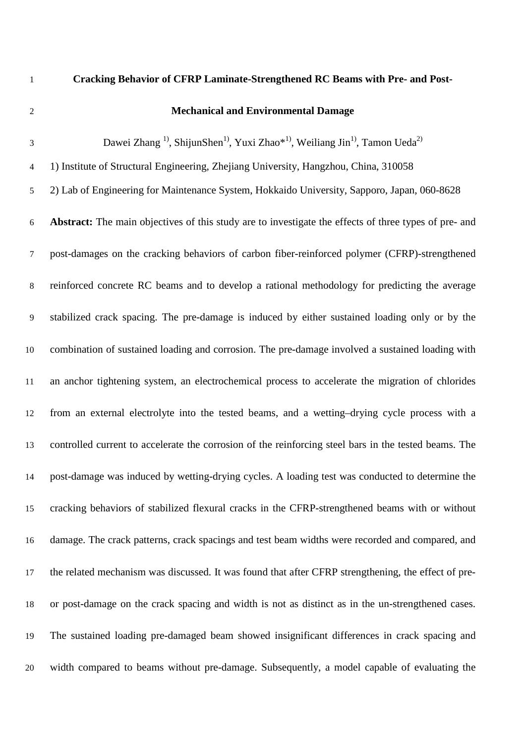# Cracking Behavior of CFRP Laminate-Strengthened RC Beams with Pre- and Post-Mechanical and Environmental Damage

Dawei Zhang [1], ShijunShen[1], Yuxi Zhao*[1], Weiliang Jin[1], Tamon Ueda[2]

1) Institute of Structural Engineering, Zhejiang University, Hangzhou, China, 310058

2) Lab of Engineering for Maintenance System, Hokkaido University, Sapporo, Japan, 060-8628

**Abstract:** The main objectives of this study are to investigate the effects of three types of pre- and post-damages on the cracking behaviors of carbon fiber-reinforced polymer (CFRP)-strengthened reinforced concrete RC beams and to develop a rational methodology for predicting the average stabilized crack spacing. The pre-damage is induced by either sustained loading only or by the combination of sustained loading and corrosion. The pre-damage involved a sustained loading with an anchor tightening system, an electrochemical process to accelerate the migration of chlorides from an external electrolyte into the tested beams, and a wetting–drying cycle process with a controlled current to accelerate the corrosion of the reinforcing steel bars in the tested beams. The post-damage was induced by wetting-drying cycles. A loading test was conducted to determine the cracking behaviors of stabilized flexural cracks in the CFRP-strengthened beams with or without damage. The crack patterns, crack spacings and test beam widths were recorded and compared, and the related mechanism was discussed. It was found that after CFRP strengthening, the effect of pre- or post-damage on the crack spacing and width is not as distinct as in the un-strengthened cases. The sustained loading pre-damaged beam showed insignificant differences in crack spacing and width compared to beams without pre-damage. Subsequently, a model capable of evaluating the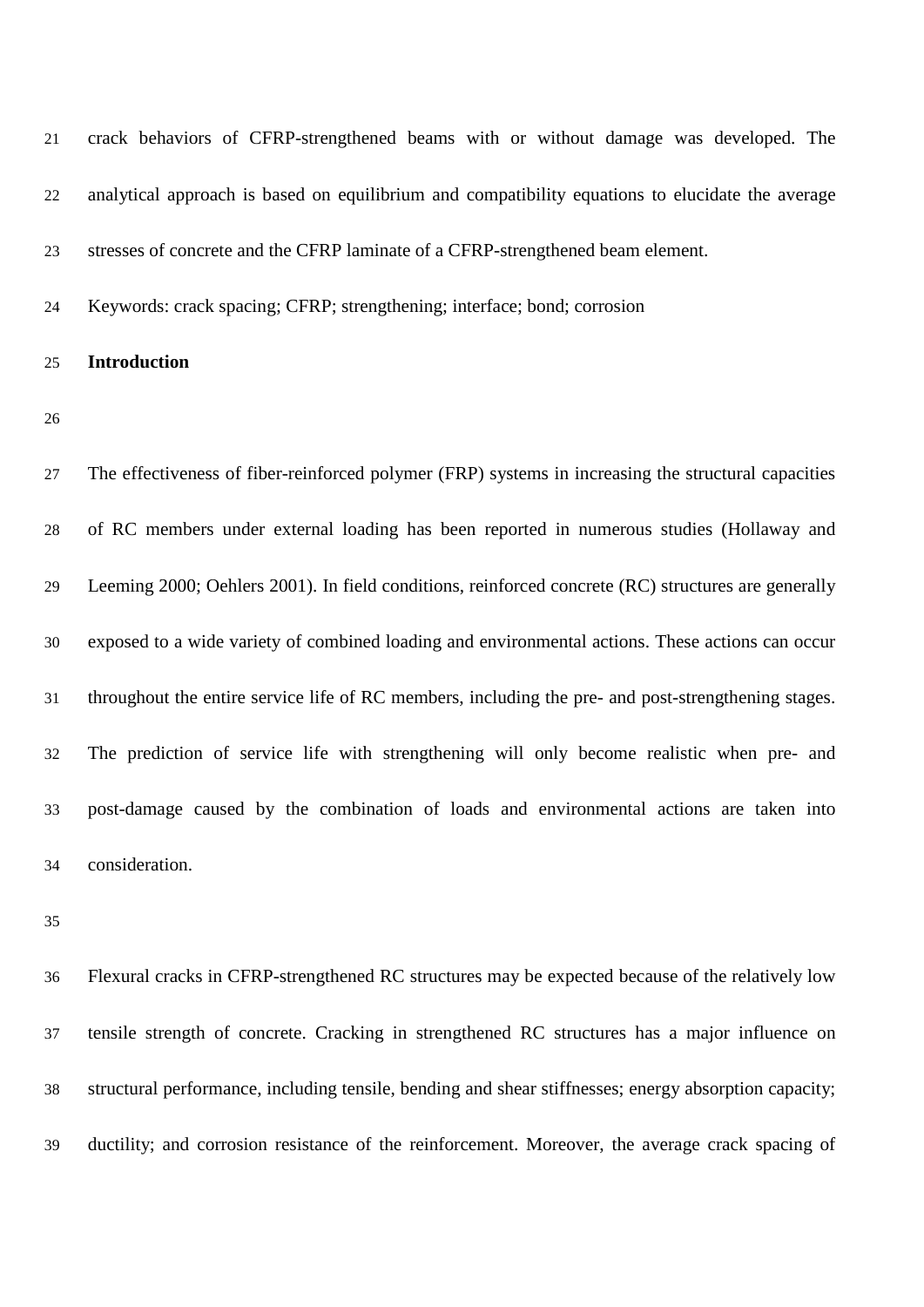crack behaviors of CFRP-strengthened beams with or without damage was developed. The analytical approach is based on equilibrium and compatibility equations to elucidate the average stresses of concrete and the CFRP laminate of a CFRP-strengthened beam element.

Keywords: crack spacing; CFRP; strengthening; interface; bond; corrosion

## Introduction

The effectiveness of fiber-reinforced polymer (FRP) systems in increasing the structural capacities of RC members under external loading has been reported in numerous studies (Hollaway and Leeming 2000; Oehlers 2001). In field conditions, reinforced concrete (RC) structures are generally exposed to a wide variety of combined loading and environmental actions. These actions can occur throughout the entire service life of RC members, including the pre- and post-strengthening stages. The prediction of service life with strengthening will only become realistic when pre- and post-damage caused by the combination of loads and environmental actions are taken into consideration.

Flexural cracks in CFRP-strengthened RC structures may be expected because of the relatively low tensile strength of concrete. Cracking in strengthened RC structures has a major influence on structural performance, including tensile, bending and shear stiffnesses; energy absorption capacity; ductility; and corrosion resistance of the reinforcement. Moreover, the average crack spacing of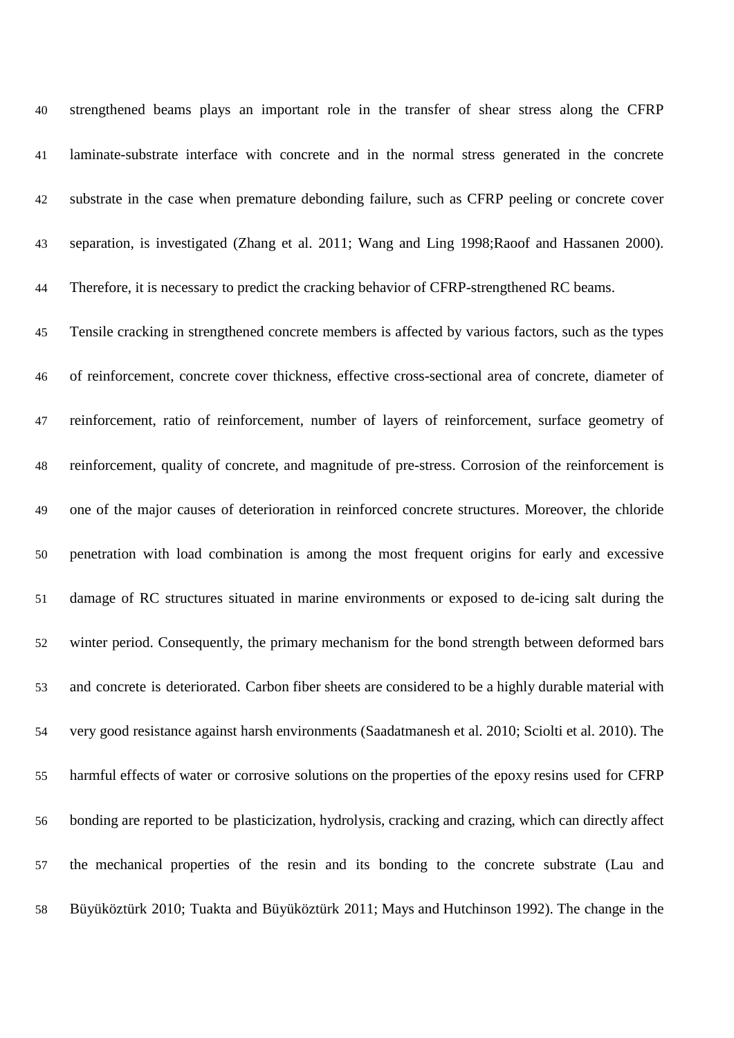strengthened beams plays an important role in the transfer of shear stress along the CFRP laminate-substrate interface with concrete and in the normal stress generated in the concrete substrate in the case when premature debonding failure, such as CFRP peeling or concrete cover separation, is investigated (Zhang et al. 2011; Wang and Ling 1998;Raoof and Hassanen 2000). Therefore, it is necessary to predict the cracking behavior of CFRP-strengthened RC beams.

Tensile cracking in strengthened concrete members is affected by various factors, such as the types of reinforcement, concrete cover thickness, effective cross-sectional area of concrete, diameter of reinforcement, ratio of reinforcement, number of layers of reinforcement, surface geometry of reinforcement, quality of concrete, and magnitude of pre-stress. Corrosion of the reinforcement is one of the major causes of deterioration in reinforced concrete structures. Moreover, the chloride penetration with load combination is among the most frequent origins for early and excessive damage of RC structures situated in marine environments or exposed to de-icing salt during the winter period. Consequently, the primary mechanism for the bond strength between deformed bars and concrete is deteriorated. Carbon fiber sheets are considered to be a highly durable material with very good resistance against harsh environments (Saadatmanesh et al. 2010; Sciolti et al. 2010). The harmful effects of water or corrosive solutions on the properties of the epoxy resins used for CFRP bonding are reported to be plasticization, hydrolysis, cracking and crazing, which can directly affect the mechanical properties of the resin and its bonding to the concrete substrate (Lau and Büyüköztürk 2010; Tuakta and Büyüköztürk 2011; Mays and Hutchinson 1992). The change in the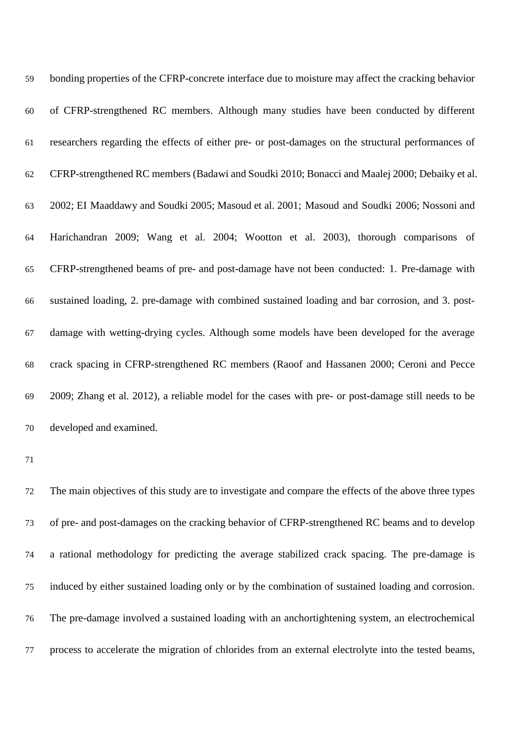bonding properties of the CFRP-concrete interface due to moisture may affect the cracking behavior of CFRP-strengthened RC members. Although many studies have been conducted by different researchers regarding the effects of either pre- or post-damages on the structural performances of CFRP-strengthened RC members (Badawi and Soudki 2010; Bonacci and Maalej 2000; Debaiky et al. 2002; EI Maaddawy and Soudki 2005; Masoud et al. 2001; Masoud and Soudki 2006; Nossoni and Harichandran 2009; Wang et al. 2004; Wootton et al. 2003), thorough comparisons of CFRP-strengthened beams of pre- and post-damage have not been conducted: 1. Pre-damage with sustained loading, 2. pre-damage with combined sustained loading and bar corrosion, and 3. post-damage with wetting-drying cycles. Although some models have been developed for the average crack spacing in CFRP-strengthened RC members (Raoof and Hassanen 2000; Ceroni and Pecce 2009; Zhang et al. 2012), a reliable model for the cases with pre- or post-damage still needs to be developed and examined.

The main objectives of this study are to investigate and compare the effects of the above three types of pre- and post-damages on the cracking behavior of CFRP-strengthened RC beams and to develop a rational methodology for predicting the average stabilized crack spacing. The pre-damage is induced by either sustained loading only or by the combination of sustained loading and corrosion. The pre-damage involved a sustained loading with an anchortightening system, an electrochemical process to accelerate the migration of chlorides from an external electrolyte into the tested beams,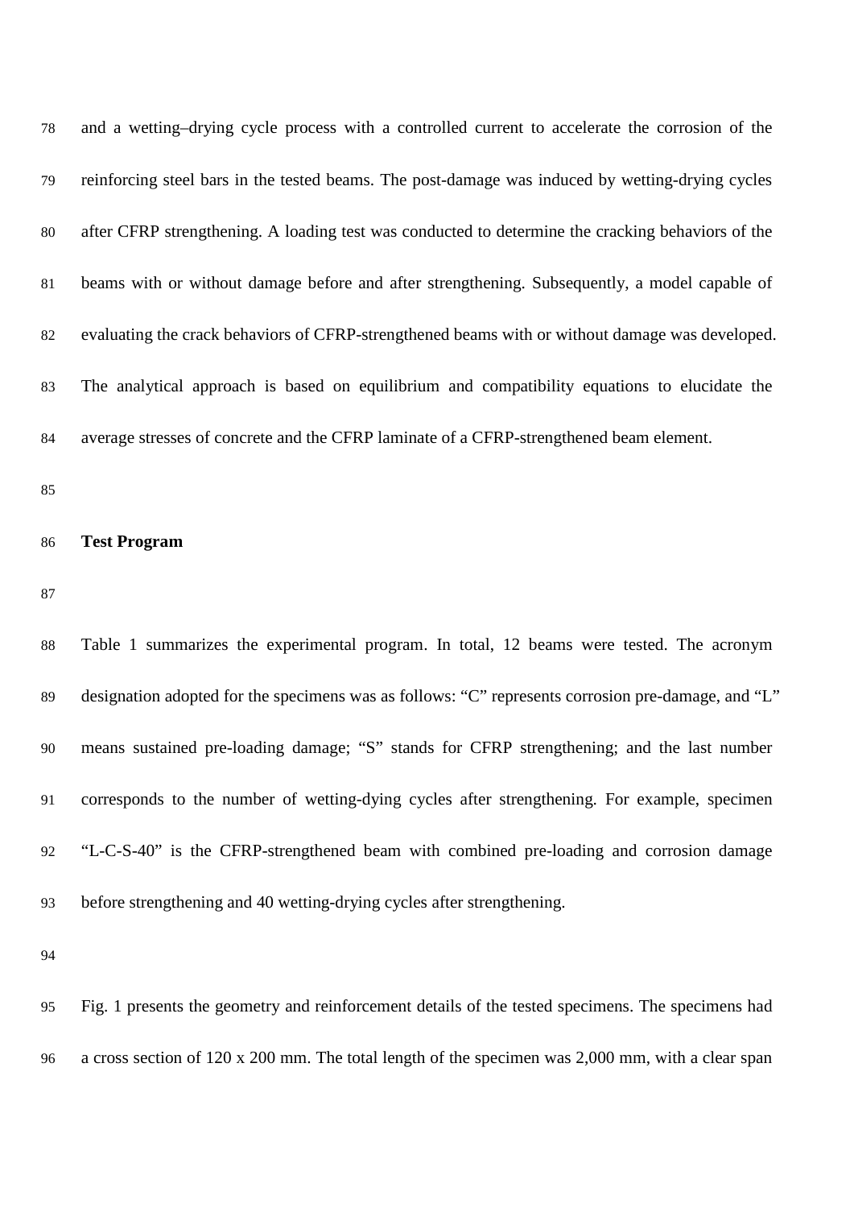and a wetting–drying cycle process with a controlled current to accelerate the corrosion of the reinforcing steel bars in the tested beams. The post-damage was induced by wetting-drying cycles after CFRP strengthening. A loading test was conducted to determine the cracking behaviors of the beams with or without damage before and after strengthening. Subsequently, a model capable of evaluating the crack behaviors of CFRP-strengthened beams with or without damage was developed. The analytical approach is based on equilibrium and compatibility equations to elucidate the average stresses of concrete and the CFRP laminate of a CFRP-strengthened beam element.

## Test Program

Table 1 summarizes the experimental program. In total, 12 beams were tested. The acronym designation adopted for the specimens was as follows: "C" represents corrosion pre-damage, and "L" means sustained pre-loading damage; "S" stands for CFRP strengthening; and the last number corresponds to the number of wetting-dying cycles after strengthening. For example, specimen "L-C-S-40" is the CFRP-strengthened beam with combined pre-loading and corrosion damage before strengthening and 40 wetting-drying cycles after strengthening.

Fig. 1 presents the geometry and reinforcement details of the tested specimens. The specimens had a cross section of 120 x 200 mm. The total length of the specimen was 2,000 mm, with a clear span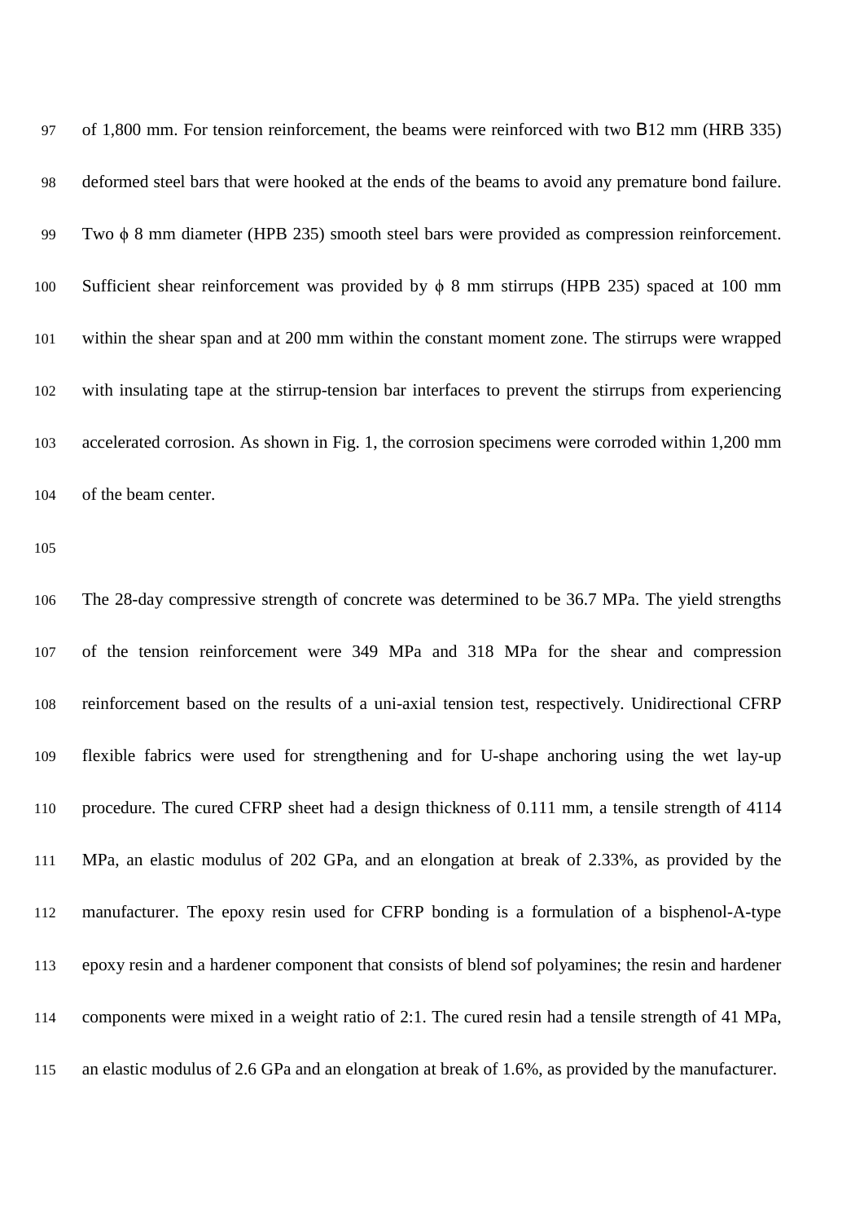of 1,800 mm. For tension reinforcement, the beams were reinforced with two B12 mm (HRB 335) deformed steel bars that were hooked at the ends of the beams to avoid any premature bond failure. Two ϕ 8 mm diameter (HPB 235) smooth steel bars were provided as compression reinforcement. Sufficient shear reinforcement was provided by ϕ 8 mm stirrups (HPB 235) spaced at 100 mm within the shear span and at 200 mm within the constant moment zone. The stirrups were wrapped with insulating tape at the stirrup-tension bar interfaces to prevent the stirrups from experiencing accelerated corrosion. As shown in Fig. 1, the corrosion specimens were corroded within 1,200 mm of the beam center.

The 28-day compressive strength of concrete was determined to be 36.7 MPa. The yield strengths of the tension reinforcement were 349 MPa and 318 MPa for the shear and compression reinforcement based on the results of a uni-axial tension test, respectively. Unidirectional CFRP flexible fabrics were used for strengthening and for U-shape anchoring using the wet lay-up procedure. The cured CFRP sheet had a design thickness of 0.111 mm, a tensile strength of 4114 MPa, an elastic modulus of 202 GPa, and an elongation at break of 2.33%, as provided by the manufacturer. The epoxy resin used for CFRP bonding is a formulation of a bisphenol-A-type epoxy resin and a hardener component that consists of blend sof polyamines; the resin and hardener components were mixed in a weight ratio of 2:1. The cured resin had a tensile strength of 41 MPa, an elastic modulus of 2.6 GPa and an elongation at break of 1.6%, as provided by the manufacturer.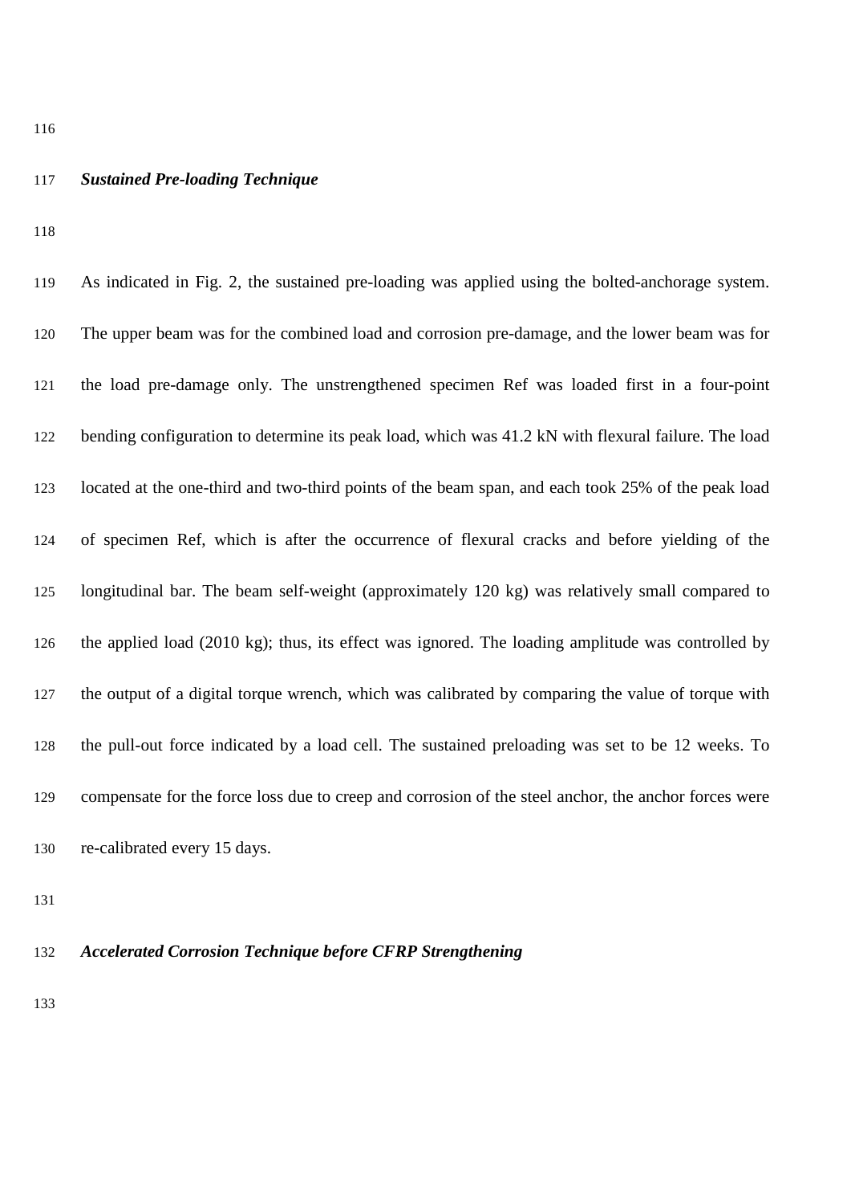***Sustained Pre-loading Technique***

As indicated in Fig. 2, the sustained pre-loading was applied using the bolted-anchorage system. The upper beam was for the combined load and corrosion pre-damage, and the lower beam was for the load pre-damage only. The unstrengthened specimen Ref was loaded first in a four-point bending configuration to determine its peak load, which was 41.2 kN with flexural failure. The load located at the one-third and two-third points of the beam span, and each took 25% of the peak load of specimen Ref, which is after the occurrence of flexural cracks and before yielding of the longitudinal bar. The beam self-weight (approximately 120 kg) was relatively small compared to the applied load (2010 kg); thus, its effect was ignored. The loading amplitude was controlled by the output of a digital torque wrench, which was calibrated by comparing the value of torque with the pull-out force indicated by a load cell. The sustained preloading was set to be 12 weeks. To compensate for the force loss due to creep and corrosion of the steel anchor, the anchor forces were re-calibrated every 15 days.

***Accelerated Corrosion Technique before CFRP Strengthening***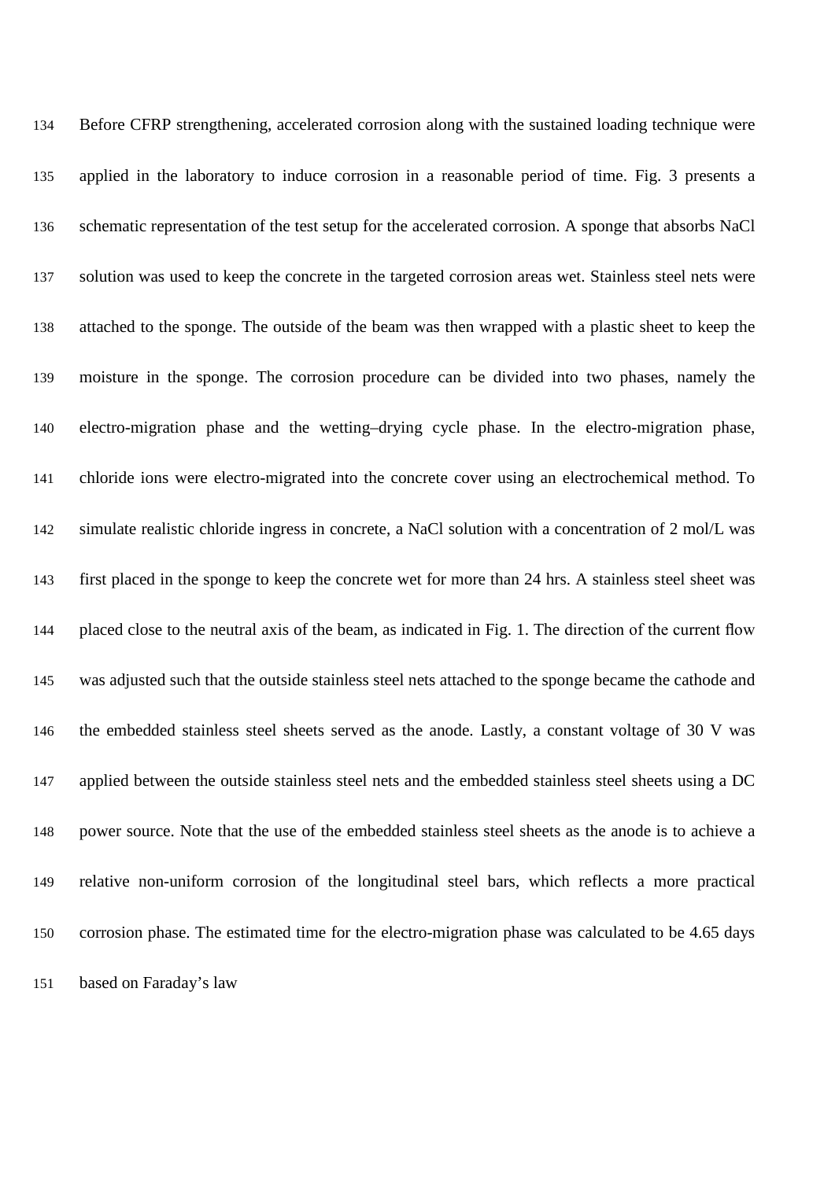Before CFRP strengthening, accelerated corrosion along with the sustained loading technique were applied in the laboratory to induce corrosion in a reasonable period of time. Fig. 3 presents a schematic representation of the test setup for the accelerated corrosion. A sponge that absorbs NaCl solution was used to keep the concrete in the targeted corrosion areas wet. Stainless steel nets were attached to the sponge. The outside of the beam was then wrapped with a plastic sheet to keep the moisture in the sponge. The corrosion procedure can be divided into two phases, namely the electro-migration phase and the wetting–drying cycle phase. In the electro-migration phase, chloride ions were electro-migrated into the concrete cover using an electrochemical method. To simulate realistic chloride ingress in concrete, a NaCl solution with a concentration of 2 mol/L was first placed in the sponge to keep the concrete wet for more than 24 hrs. A stainless steel sheet was placed close to the neutral axis of the beam, as indicated in Fig. 1. The direction of the current flow was adjusted such that the outside stainless steel nets attached to the sponge became the cathode and the embedded stainless steel sheets served as the anode. Lastly, a constant voltage of 30 V was applied between the outside stainless steel nets and the embedded stainless steel sheets using a DC power source. Note that the use of the embedded stainless steel sheets as the anode is to achieve a relative non-uniform corrosion of the longitudinal steel bars, which reflects a more practical corrosion phase. The estimated time for the electro-migration phase was calculated to be 4.65 days based on Faraday's law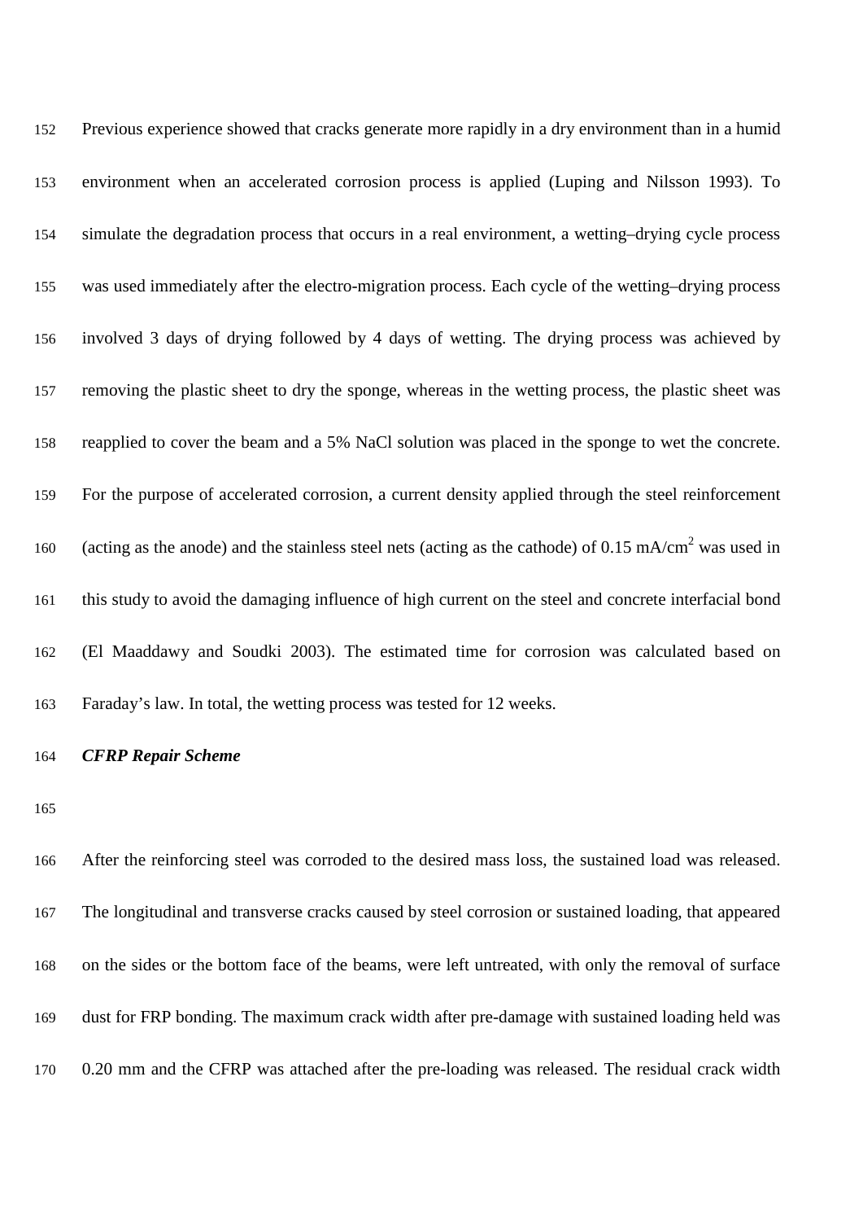Previous experience showed that cracks generate more rapidly in a dry environment than in a humid environment when an accelerated corrosion process is applied (Luping and Nilsson 1993). To simulate the degradation process that occurs in a real environment, a wetting–drying cycle process was used immediately after the electro-migration process. Each cycle of the wetting–drying process involved 3 days of drying followed by 4 days of wetting. The drying process was achieved by removing the plastic sheet to dry the sponge, whereas in the wetting process, the plastic sheet was reapplied to cover the beam and a 5% NaCl solution was placed in the sponge to wet the concrete. For the purpose of accelerated corrosion, a current density applied through the steel reinforcement (acting as the anode) and the stainless steel nets (acting as the cathode) of 0.15 $mA/cm^2$ was used in this study to avoid the damaging influence of high current on the steel and concrete interfacial bond (El Maaddawy and Soudki 2003). The estimated time for corrosion was calculated based on Faraday's law. In total, the wetting process was tested for 12 weeks.

***CFRP Repair Scheme***

After the reinforcing steel was corroded to the desired mass loss, the sustained load was released. The longitudinal and transverse cracks caused by steel corrosion or sustained loading, that appeared on the sides or the bottom face of the beams, were left untreated, with only the removal of surface dust for FRP bonding. The maximum crack width after pre-damage with sustained loading held was 0.20 mm and the CFRP was attached after the pre-loading was released. The residual crack width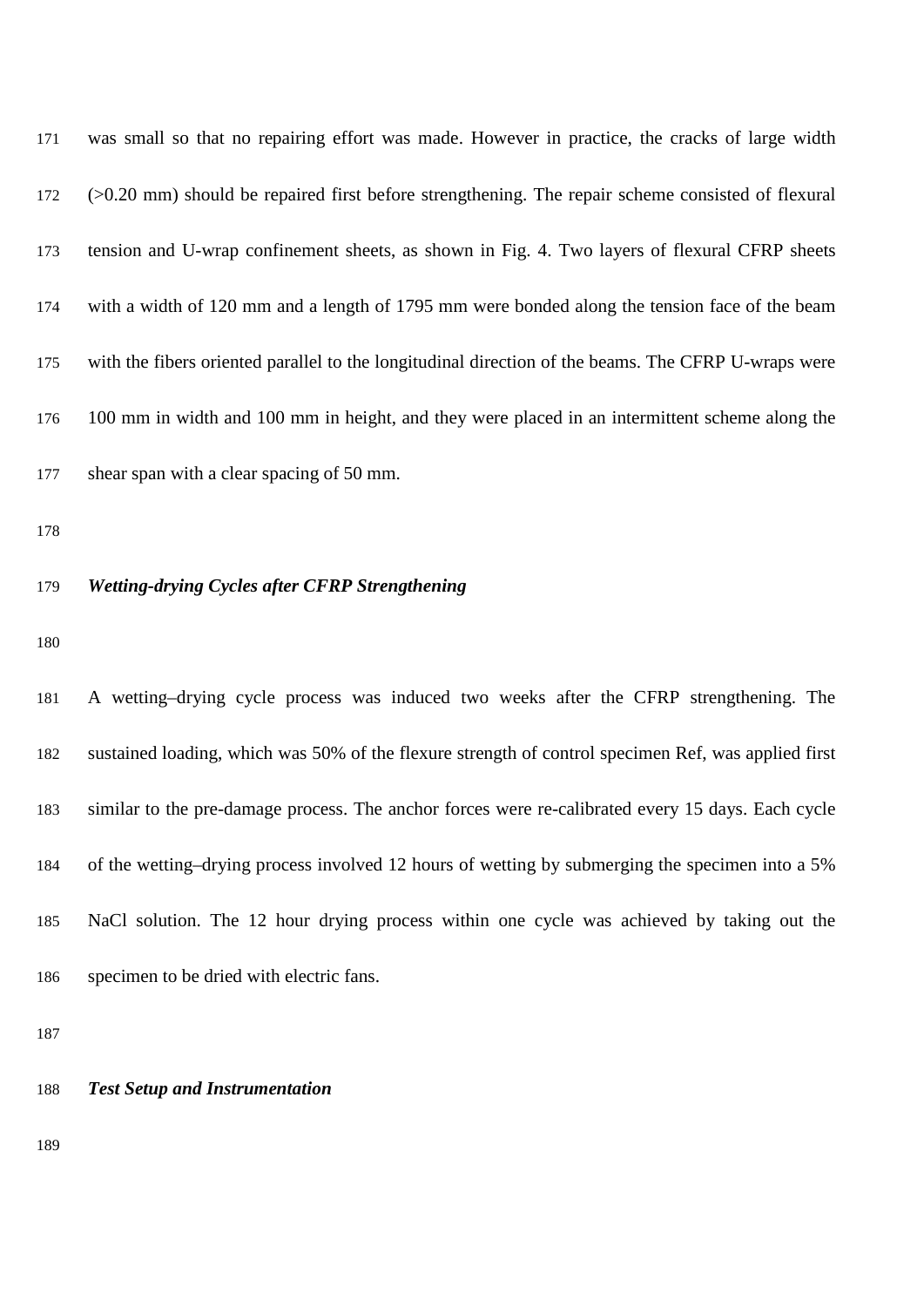was small so that no repairing effort was made. However in practice, the cracks of large width (>0.20 mm) should be repaired first before strengthening. The repair scheme consisted of flexural tension and U-wrap confinement sheets, as shown in Fig. 4. Two layers of flexural CFRP sheets with a width of 120 mm and a length of 1795 mm were bonded along the tension face of the beam with the fibers oriented parallel to the longitudinal direction of the beams. The CFRP U-wraps were 100 mm in width and 100 mm in height, and they were placed in an intermittent scheme along the shear span with a clear spacing of 50 mm.

### *Wetting-drying Cycles after CFRP Strengthening*

A wetting–drying cycle process was induced two weeks after the CFRP strengthening. The sustained loading, which was 50% of the flexure strength of control specimen Ref, was applied first similar to the pre-damage process. The anchor forces were re-calibrated every 15 days. Each cycle of the wetting–drying process involved 12 hours of wetting by submerging the specimen into a 5% NaCl solution. The 12 hour drying process within one cycle was achieved by taking out the specimen to be dried with electric fans.

### *Test Setup and Instrumentation*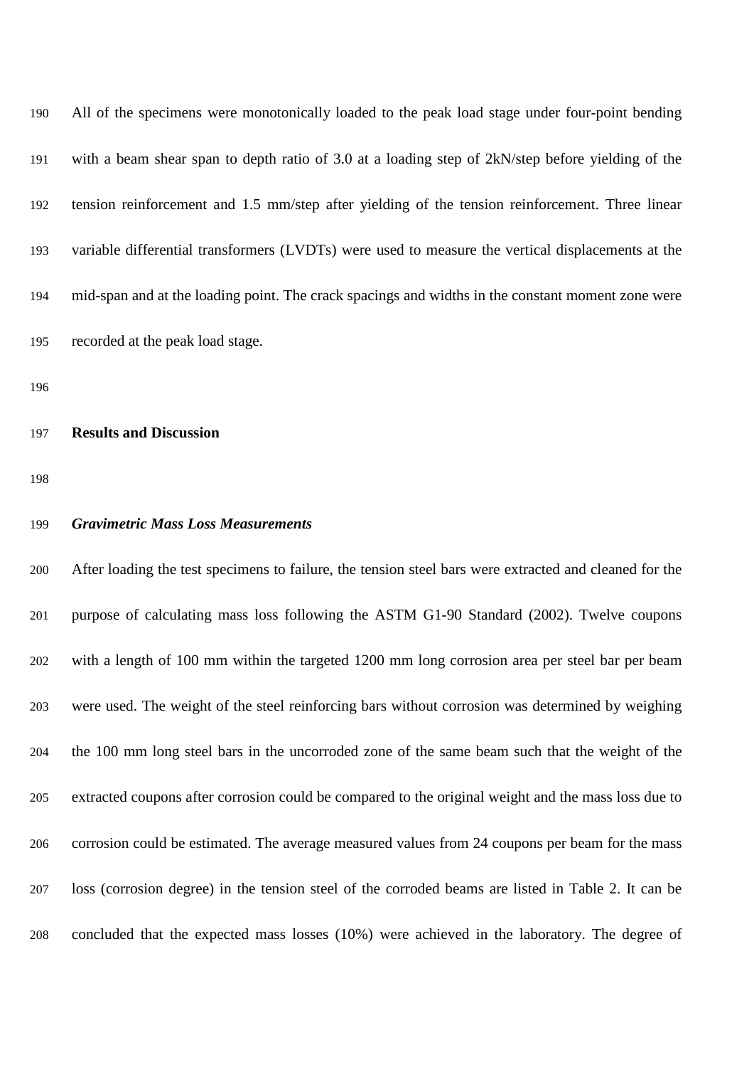All of the specimens were monotonically loaded to the peak load stage under four-point bending with a beam shear span to depth ratio of 3.0 at a loading step of 2kN/step before yielding of the tension reinforcement and 1.5 mm/step after yielding of the tension reinforcement. Three linear variable differential transformers (LVDTs) were used to measure the vertical displacements at the mid-span and at the loading point. The crack spacings and widths in the constant moment zone were recorded at the peak load stage.

## Results and Discussion

### *Gravimetric Mass Loss Measurements*

After loading the test specimens to failure, the tension steel bars were extracted and cleaned for the purpose of calculating mass loss following the ASTM G1-90 Standard (2002). Twelve coupons with a length of 100 mm within the targeted 1200 mm long corrosion area per steel bar per beam were used. The weight of the steel reinforcing bars without corrosion was determined by weighing the 100 mm long steel bars in the uncorroded zone of the same beam such that the weight of the extracted coupons after corrosion could be compared to the original weight and the mass loss due to corrosion could be estimated. The average measured values from 24 coupons per beam for the mass loss (corrosion degree) in the tension steel of the corroded beams are listed in Table 2. It can be concluded that the expected mass losses (10%) were achieved in the laboratory. The degree of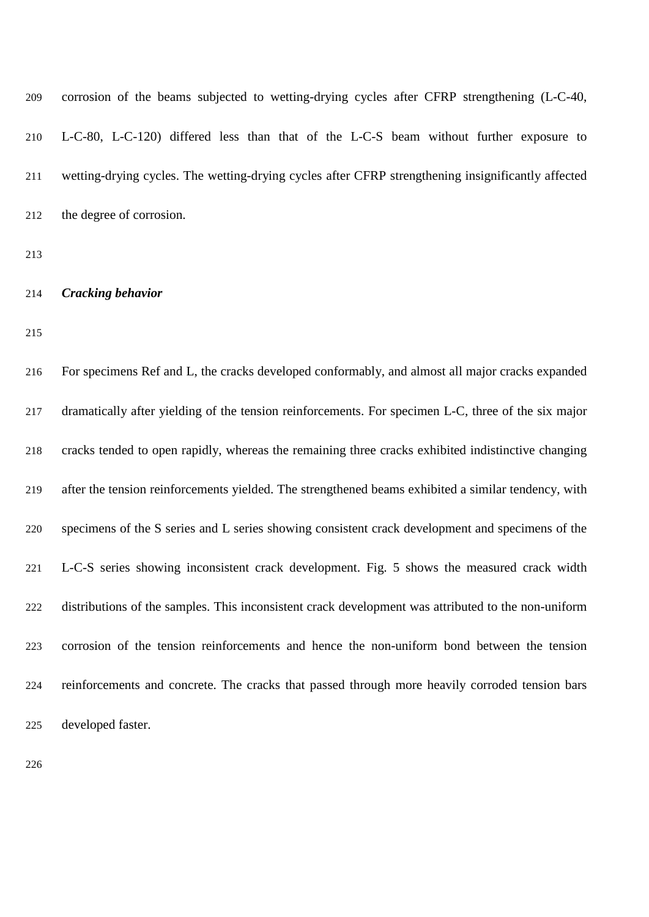corrosion of the beams subjected to wetting-drying cycles after CFRP strengthening (L-C-40, L-C-80, L-C-120) differed less than that of the L-C-S beam without further exposure to wetting-drying cycles. The wetting-drying cycles after CFRP strengthening insignificantly affected the degree of corrosion.

### ***Cracking behavior***

For specimens Ref and L, the cracks developed conformably, and almost all major cracks expanded dramatically after yielding of the tension reinforcements. For specimen L-C, three of the six major cracks tended to open rapidly, whereas the remaining three cracks exhibited indistinctive changing after the tension reinforcements yielded. The strengthened beams exhibited a similar tendency, with specimens of the S series and L series showing consistent crack development and specimens of the L-C-S series showing inconsistent crack development. Fig. 5 shows the measured crack width distributions of the samples. This inconsistent crack development was attributed to the non-uniform corrosion of the tension reinforcements and hence the non-uniform bond between the tension reinforcements and concrete. The cracks that passed through more heavily corroded tension bars developed faster.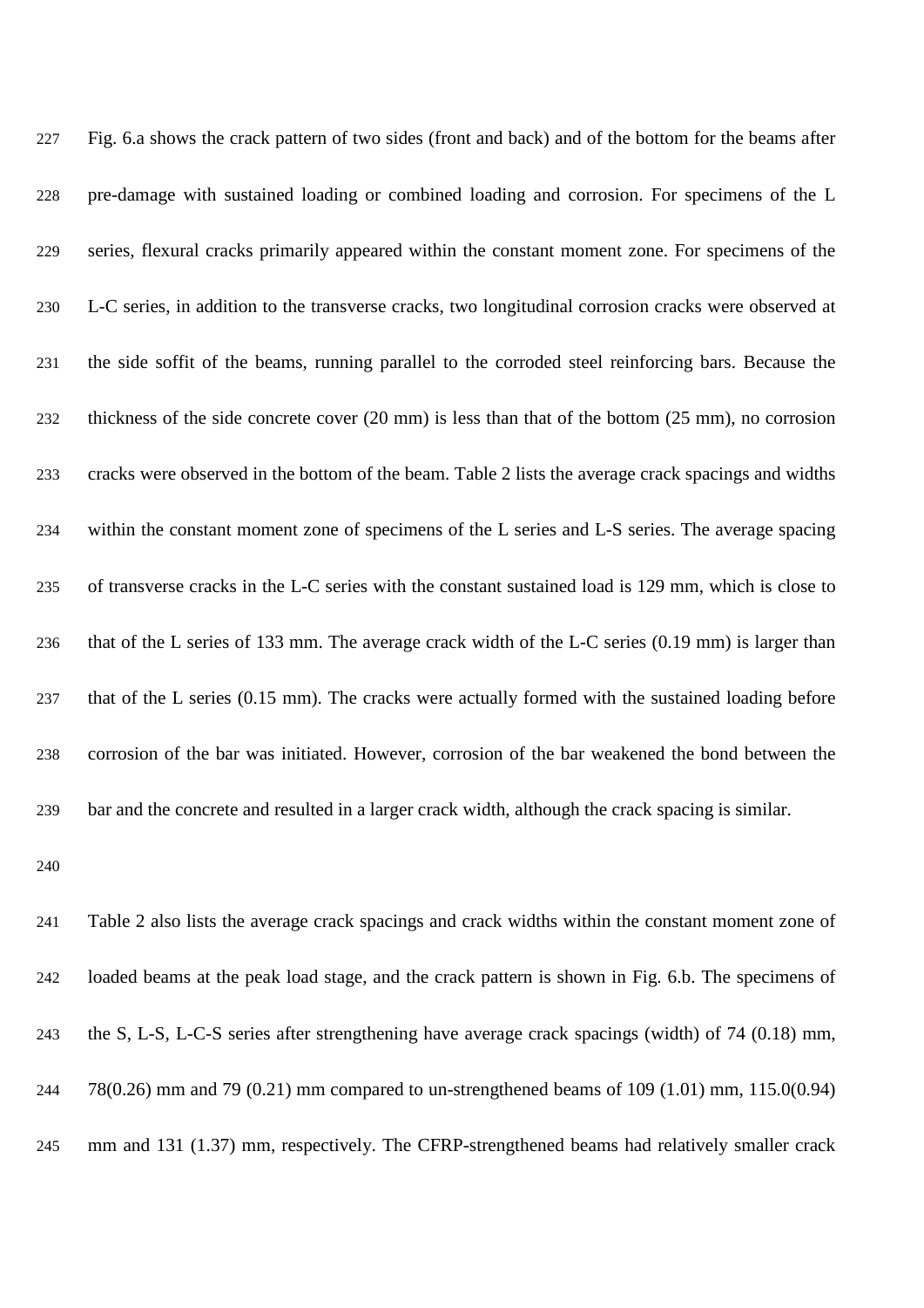Fig. 6.a shows the crack pattern of two sides (front and back) and of the bottom for the beams after pre-damage with sustained loading or combined loading and corrosion. For specimens of the L series, flexural cracks primarily appeared within the constant moment zone. For specimens of the L-C series, in addition to the transverse cracks, two longitudinal corrosion cracks were observed at the side soffit of the beams, running parallel to the corroded steel reinforcing bars. Because the thickness of the side concrete cover (20 mm) is less than that of the bottom (25 mm), no corrosion cracks were observed in the bottom of the beam. Table 2 lists the average crack spacings and widths within the constant moment zone of specimens of the L series and L-S series. The average spacing of transverse cracks in the L-C series with the constant sustained load is 129 mm, which is close to that of the L series of 133 mm. The average crack width of the L-C series (0.19 mm) is larger than that of the L series (0.15 mm). The cracks were actually formed with the sustained loading before corrosion of the bar was initiated. However, corrosion of the bar weakened the bond between the bar and the concrete and resulted in a larger crack width, although the crack spacing is similar.

Table 2 also lists the average crack spacings and crack widths within the constant moment zone of loaded beams at the peak load stage, and the crack pattern is shown in Fig. 6.b. The specimens of the S, L-S, L-C-S series after strengthening have average crack spacings (width) of 74 (0.18) mm, 78(0.26) mm and 79 (0.21) mm compared to un-strengthened beams of 109 (1.01) mm, 115.0(0.94) mm and 131 (1.37) mm, respectively. The CFRP-strengthened beams had relatively smaller crack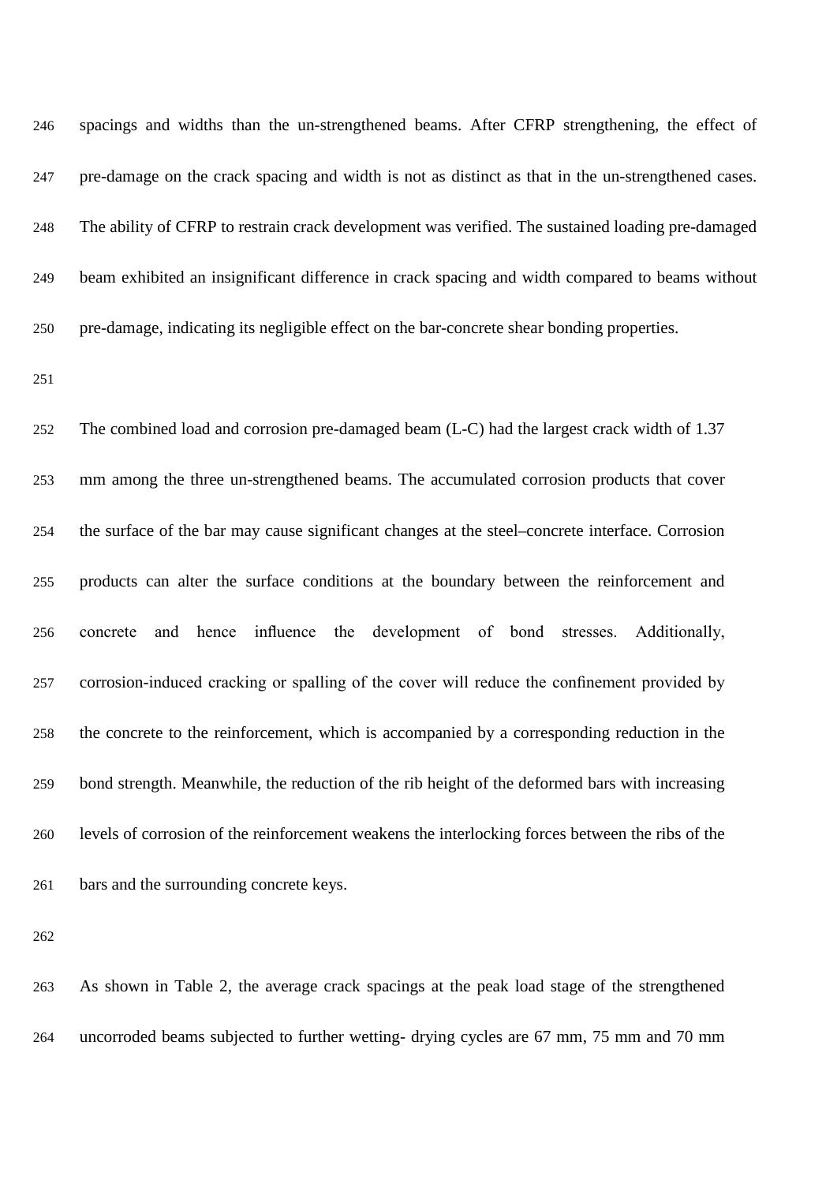spacings and widths than the un-strengthened beams. After CFRP strengthening, the effect of pre-damage on the crack spacing and width is not as distinct as that in the un-strengthened cases. The ability of CFRP to restrain crack development was verified. The sustained loading pre-damaged beam exhibited an insignificant difference in crack spacing and width compared to beams without pre-damage, indicating its negligible effect on the bar-concrete shear bonding properties.

The combined load and corrosion pre-damaged beam (L-C) had the largest crack width of 1.37 mm among the three un-strengthened beams. The accumulated corrosion products that cover the surface of the bar may cause significant changes at the steel–concrete interface. Corrosion products can alter the surface conditions at the boundary between the reinforcement and concrete and hence influence the development of bond stresses. Additionally, corrosion-induced cracking or spalling of the cover will reduce the confinement provided by the concrete to the reinforcement, which is accompanied by a corresponding reduction in the bond strength. Meanwhile, the reduction of the rib height of the deformed bars with increasing levels of corrosion of the reinforcement weakens the interlocking forces between the ribs of the bars and the surrounding concrete keys.

As shown in Table 2, the average crack spacings at the peak load stage of the strengthened uncorroded beams subjected to further wetting- drying cycles are 67 mm, 75 mm and 70 mm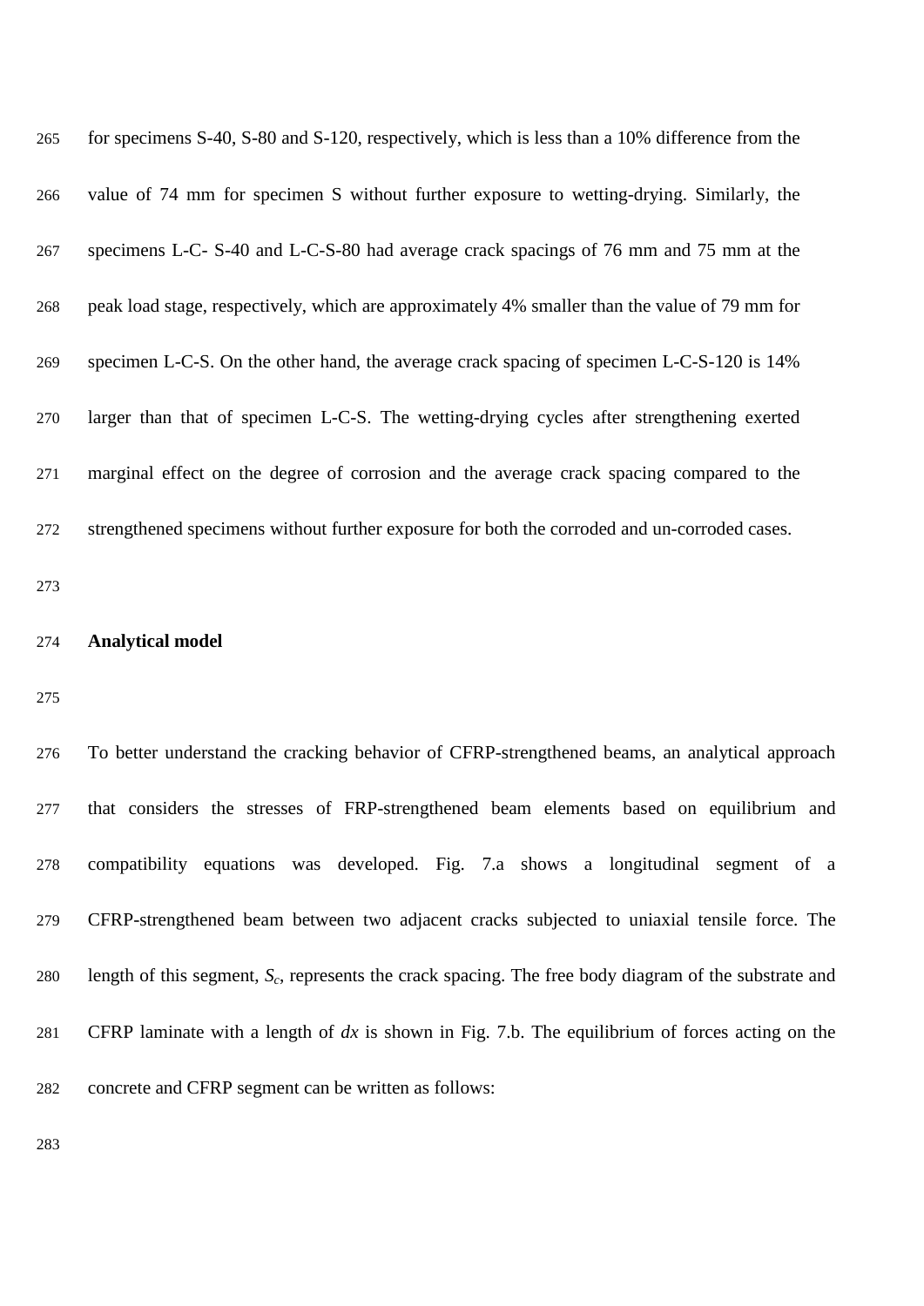for specimens S-40, S-80 and S-120, respectively, which is less than a 10% difference from the value of 74 mm for specimen S without further exposure to wetting-drying. Similarly, the specimens L-C- S-40 and L-C-S-80 had average crack spacings of 76 mm and 75 mm at the peak load stage, respectively, which are approximately 4% smaller than the value of 79 mm for specimen L-C-S. On the other hand, the average crack spacing of specimen L-C-S-120 is 14% larger than that of specimen L-C-S. The wetting-drying cycles after strengthening exerted marginal effect on the degree of corrosion and the average crack spacing compared to the strengthened specimens without further exposure for both the corroded and un-corroded cases.

## Analytical model

To better understand the cracking behavior of CFRP-strengthened beams, an analytical approach that considers the stresses of FRP-strengthened beam elements based on equilibrium and compatibility equations was developed. Fig. 7.a shows a longitudinal segment of a CFRP-strengthened beam between two adjacent cracks subjected to uniaxial tensile force. The length of this segment, $S_c$, represents the crack spacing. The free body diagram of the substrate and CFRP laminate with a length of $dx$ is shown in Fig. 7.b. The equilibrium of forces acting on the concrete and CFRP segment can be written as follows: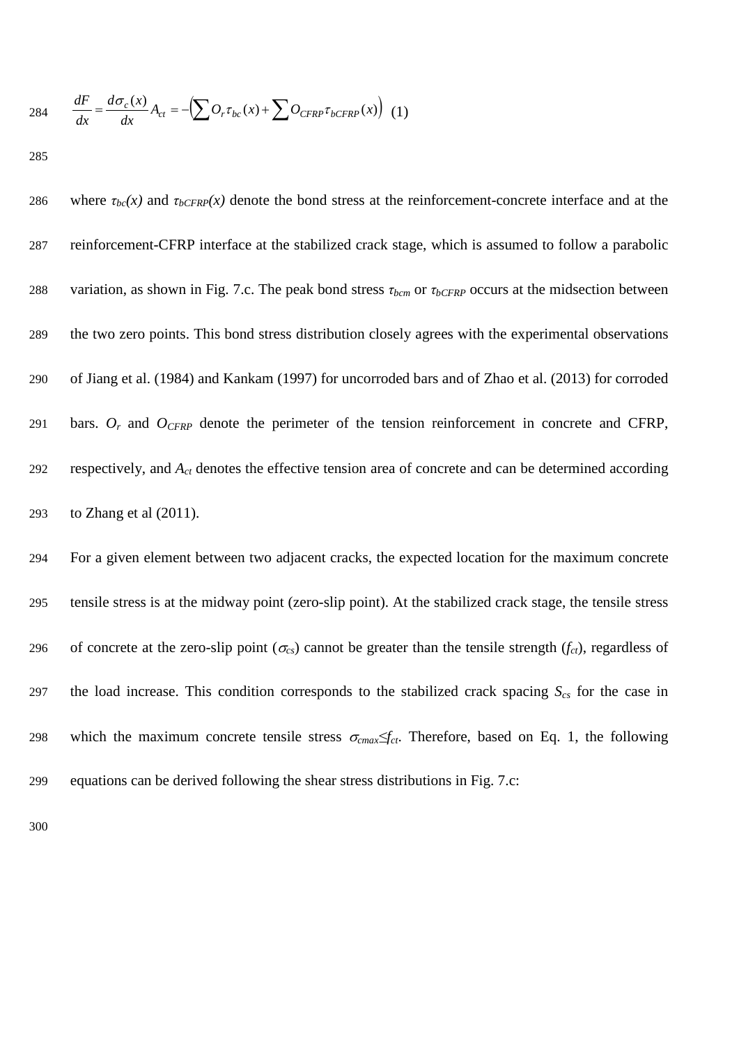$$\frac{dF}{dx} = \frac{d\sigma_c(x)}{dx} A_{ct} = -\left(\sum O_r \tau_{bc}(x) + \sum O_{CFRP} \tau_{bCFRP}(x)\right) \quad (1)$$

where $\tau_{bc}(x)$ and $\tau_{bCFRP}(x)$ denote the bond stress at the reinforcement-concrete interface and at the reinforcement-CFRP interface at the stabilized crack stage, which is assumed to follow a parabolic variation, as shown in Fig. 7.c. The peak bond stress $\tau_{bcm}$ or $\tau_{bCFRP}$ occurs at the midsection between the two zero points. This bond stress distribution closely agrees with the experimental observations of Jiang et al. (1984) and Kankam (1997) for uncorroded bars and of Zhao et al. (2013) for corroded bars. $O_r$ and $O_{CFRP}$ denote the perimeter of the tension reinforcement in concrete and CFRP, respectively, and $A_{ct}$ denotes the effective tension area of concrete and can be determined according to Zhang et al (2011).

For a given element between two adjacent cracks, the expected location for the maximum concrete tensile stress is at the midway point (zero-slip point). At the stabilized crack stage, the tensile stress of concrete at the zero-slip point ($\sigma_{cs}$) cannot be greater than the tensile strength ($f_{ct}$), regardless of the load increase. This condition corresponds to the stabilized crack spacing $S_{cs}$ for the case in which the maximum concrete tensile stress $\sigma_{cmax} \leq f_{ct}$. Therefore, based on Eq. 1, the following equations can be derived following the shear stress distributions in Fig. 7.c: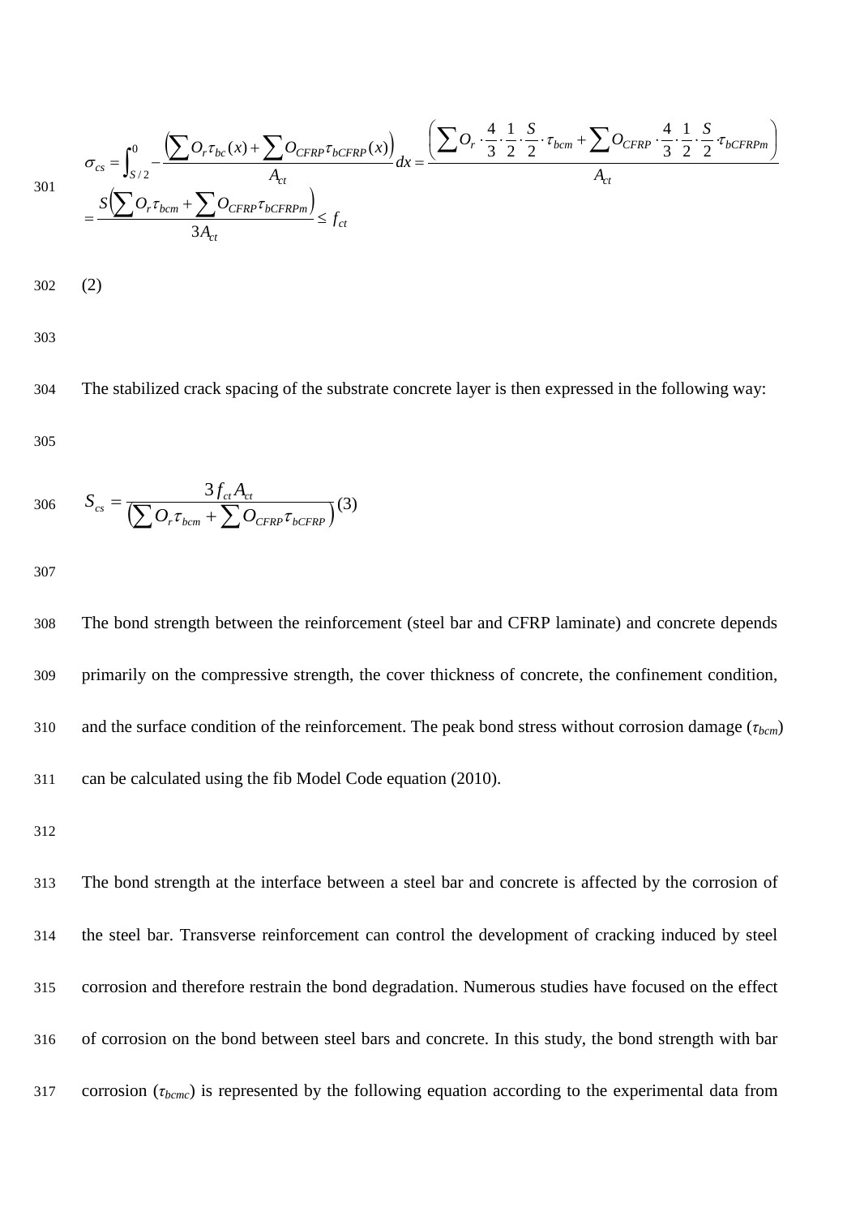$$\sigma_{cs} = \int_{S/2}^{0} -\frac{\left(\sum O_r \tau_{bc}(x) + \sum O_{CFRP} \tau_{bCFRP}(x)\right)}{A_{ct}} dx = \frac{\left(\sum O_r \cdot \frac{4}{3} \cdot \frac{1}{2} \cdot \frac{S}{2} \cdot \tau_{bcm} + \sum O_{CFRP} \cdot \frac{4}{3} \cdot \frac{1}{2} \cdot \frac{S}{2} \cdot \tau_{bCFRPm}\right)}{A_{ct}}$$

$$= \frac{S\left(\sum O_r \tau_{bcm} + \sum O_{CFRP} \tau_{bCFRPm}\right)}{3A_{ct}} \le f_{ct}$$

(2)

The stabilized crack spacing of the substrate concrete layer is then expressed in the following way:

$$S_{cs} = \frac{3 f_{ct} A_{ct}}{\left(\sum O_r \tau_{bcm} + \sum O_{CFRP} \tau_{bCFRP}\right)} \quad (3)$$

The bond strength between the reinforcement (steel bar and CFRP laminate) and concrete depends primarily on the compressive strength, the cover thickness of concrete, the confinement condition, and the surface condition of the reinforcement. The peak bond stress without corrosion damage ($\tau_{bcm}$) can be calculated using the fib Model Code equation (2010).

The bond strength at the interface between a steel bar and concrete is affected by the corrosion of the steel bar. Transverse reinforcement can control the development of cracking induced by steel corrosion and therefore restrain the bond degradation. Numerous studies have focused on the effect of corrosion on the bond between steel bars and concrete. In this study, the bond strength with bar corrosion ($\tau_{bcmc}$) is represented by the following equation according to the experimental data from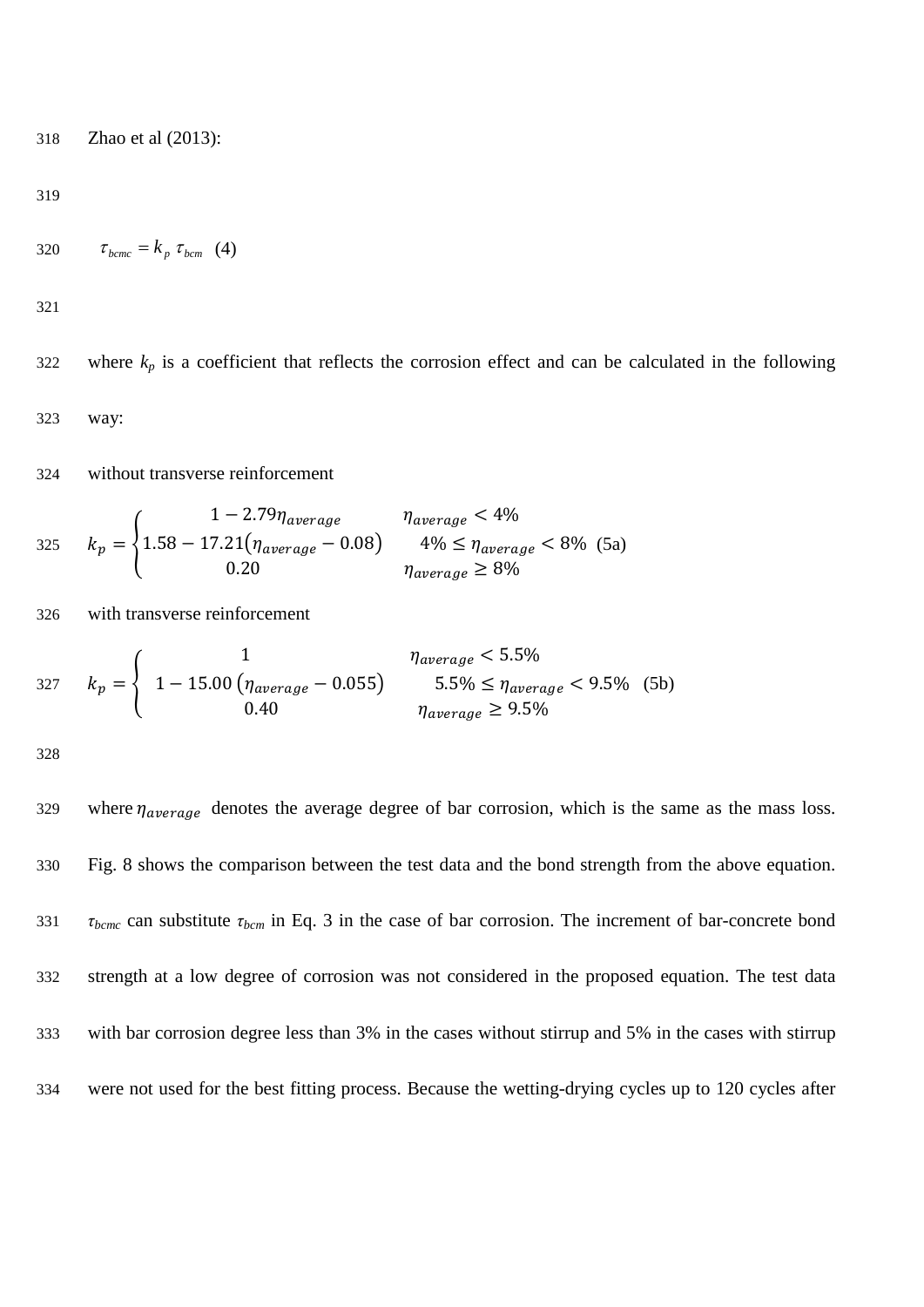Zhao et al (2013):

$$\tau_{bcmc} = k_p \, \tau_{bcm} \quad (4)$$

where $k_p$ is a coefficient that reflects the corrosion effect and can be calculated in the following way:

without transverse reinforcement

$$k_p = \begin{cases} 1 - 2.79\eta_{average} & \eta_{average} < 4\% \\ 1.58 - 17.21(\eta_{average} - 0.08) & 4\% \leq \eta_{average} < 8\% \\ 0.20 & \eta_{average} \geq 8\% \end{cases} \quad (5a)$$

with transverse reinforcement

$$k_p = \begin{cases} 1 & \eta_{average} < 5.5\% \\ 1 - 15.00\,(\eta_{average} - 0.055) & 5.5\% \leq \eta_{average} < 9.5\% \\ 0.40 & \eta_{average} \geq 9.5\% \end{cases} \quad (5b)$$

where $\eta_{average}$ denotes the average degree of bar corrosion, which is the same as the mass loss. Fig. 8 shows the comparison between the test data and the bond strength from the above equation. $\tau_{bcmc}$ can substitute $\tau_{bcm}$ in Eq. 3 in the case of bar corrosion. The increment of bar-concrete bond strength at a low degree of corrosion was not considered in the proposed equation. The test data with bar corrosion degree less than 3% in the cases without stirrup and 5% in the cases with stirrup were not used for the best fitting process. Because the wetting-drying cycles up to 120 cycles after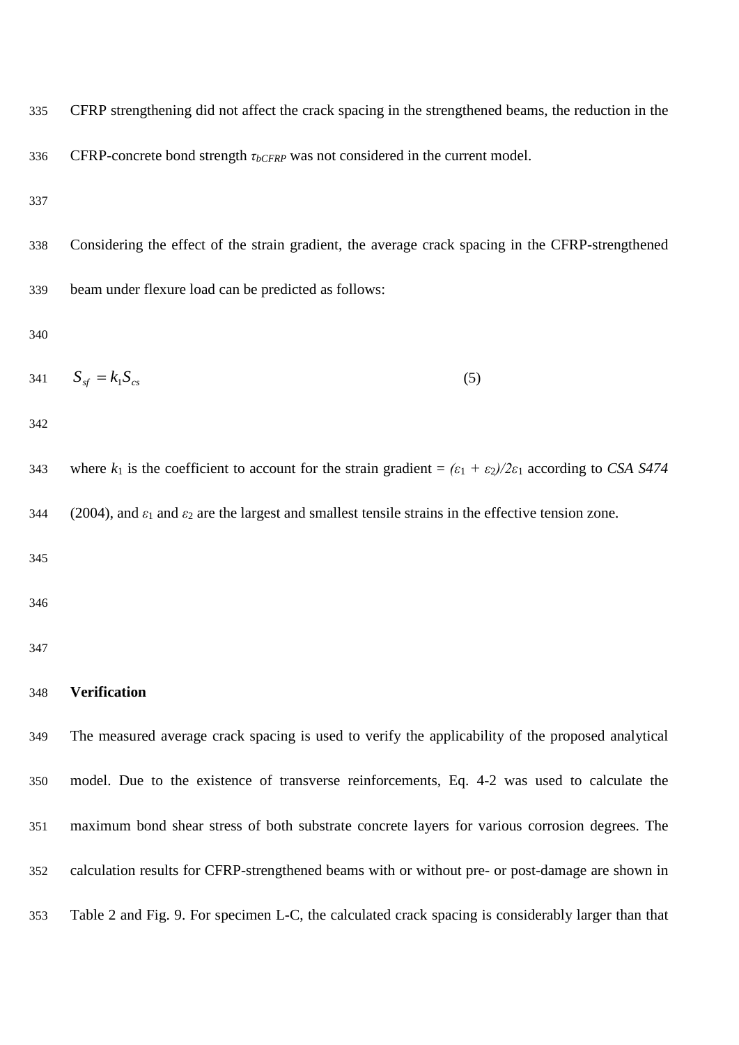CFRP strengthening did not affect the crack spacing in the strengthened beams, the reduction in the CFRP-concrete bond strength $\tau_{bCFRP}$ was not considered in the current model.

Considering the effect of the strain gradient, the average crack spacing in the CFRP-strengthened beam under flexure load can be predicted as follows:

$$S_{sf} = k_1 S_{cs} \tag{5}$$

where $k_1$ is the coefficient to account for the strain gradient = $(\varepsilon_1 + \varepsilon_2)/2\varepsilon_1$ according to *CSA S474* (2004), and $\varepsilon_1$ and $\varepsilon_2$ are the largest and smallest tensile strains in the effective tension zone.

**Verification**

The measured average crack spacing is used to verify the applicability of the proposed analytical model. Due to the existence of transverse reinforcements, Eq. 4-2 was used to calculate the maximum bond shear stress of both substrate concrete layers for various corrosion degrees. The calculation results for CFRP-strengthened beams with or without pre- or post-damage are shown in Table 2 and Fig. 9. For specimen L-C, the calculated crack spacing is considerably larger than that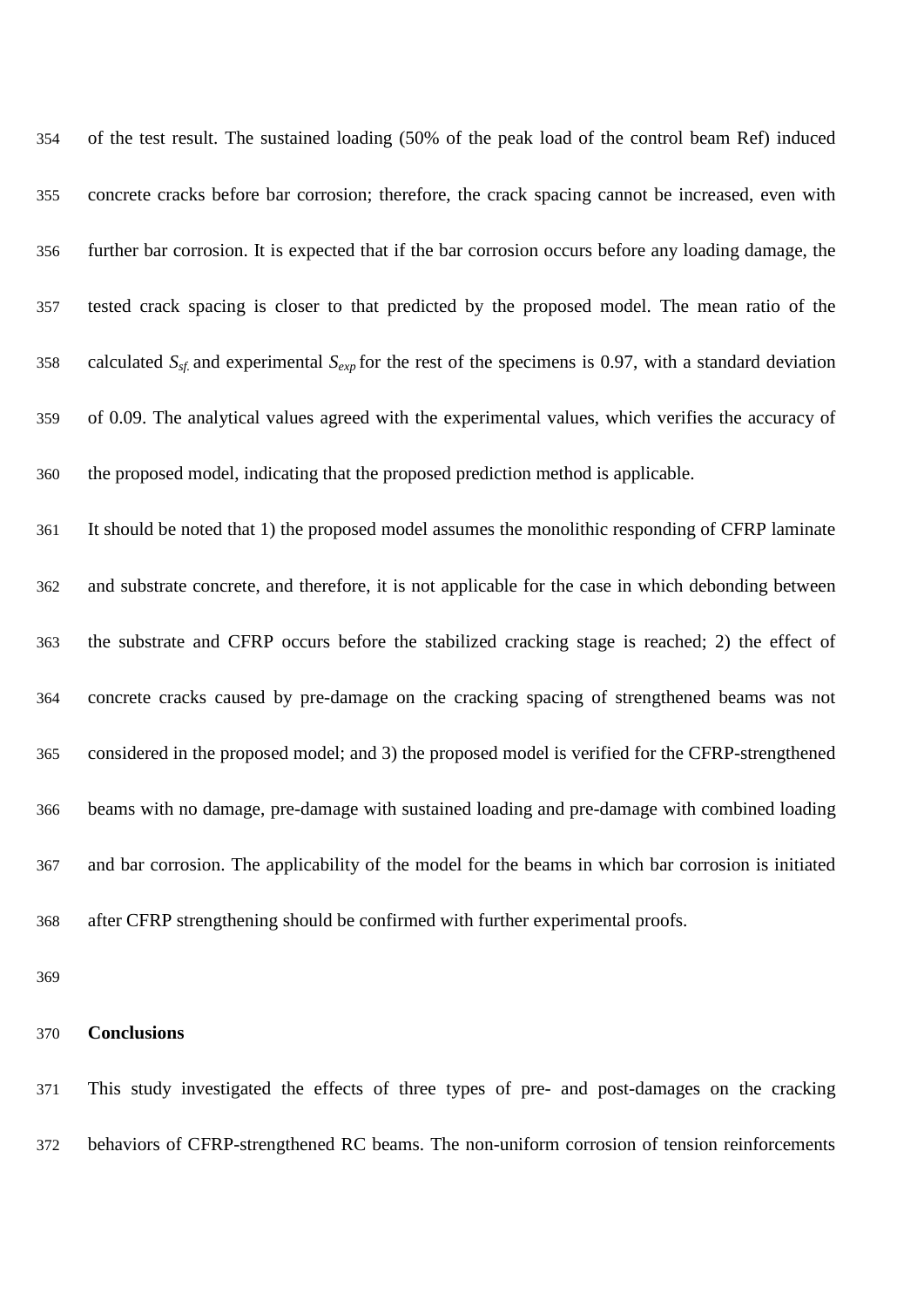of the test result. The sustained loading (50% of the peak load of the control beam Ref) induced concrete cracks before bar corrosion; therefore, the crack spacing cannot be increased, even with further bar corrosion. It is expected that if the bar corrosion occurs before any loading damage, the tested crack spacing is closer to that predicted by the proposed model. The mean ratio of the calculated $S_{sf.}$ and experimental $S_{exp}$ for the rest of the specimens is 0.97, with a standard deviation of 0.09. The analytical values agreed with the experimental values, which verifies the accuracy of the proposed model, indicating that the proposed prediction method is applicable.

It should be noted that 1) the proposed model assumes the monolithic responding of CFRP laminate and substrate concrete, and therefore, it is not applicable for the case in which debonding between the substrate and CFRP occurs before the stabilized cracking stage is reached; 2) the effect of concrete cracks caused by pre-damage on the cracking spacing of strengthened beams was not considered in the proposed model; and 3) the proposed model is verified for the CFRP-strengthened beams with no damage, pre-damage with sustained loading and pre-damage with combined loading and bar corrosion. The applicability of the model for the beams in which bar corrosion is initiated after CFRP strengthening should be confirmed with further experimental proofs.

## Conclusions

This study investigated the effects of three types of pre- and post-damages on the cracking behaviors of CFRP-strengthened RC beams. The non-uniform corrosion of tension reinforcements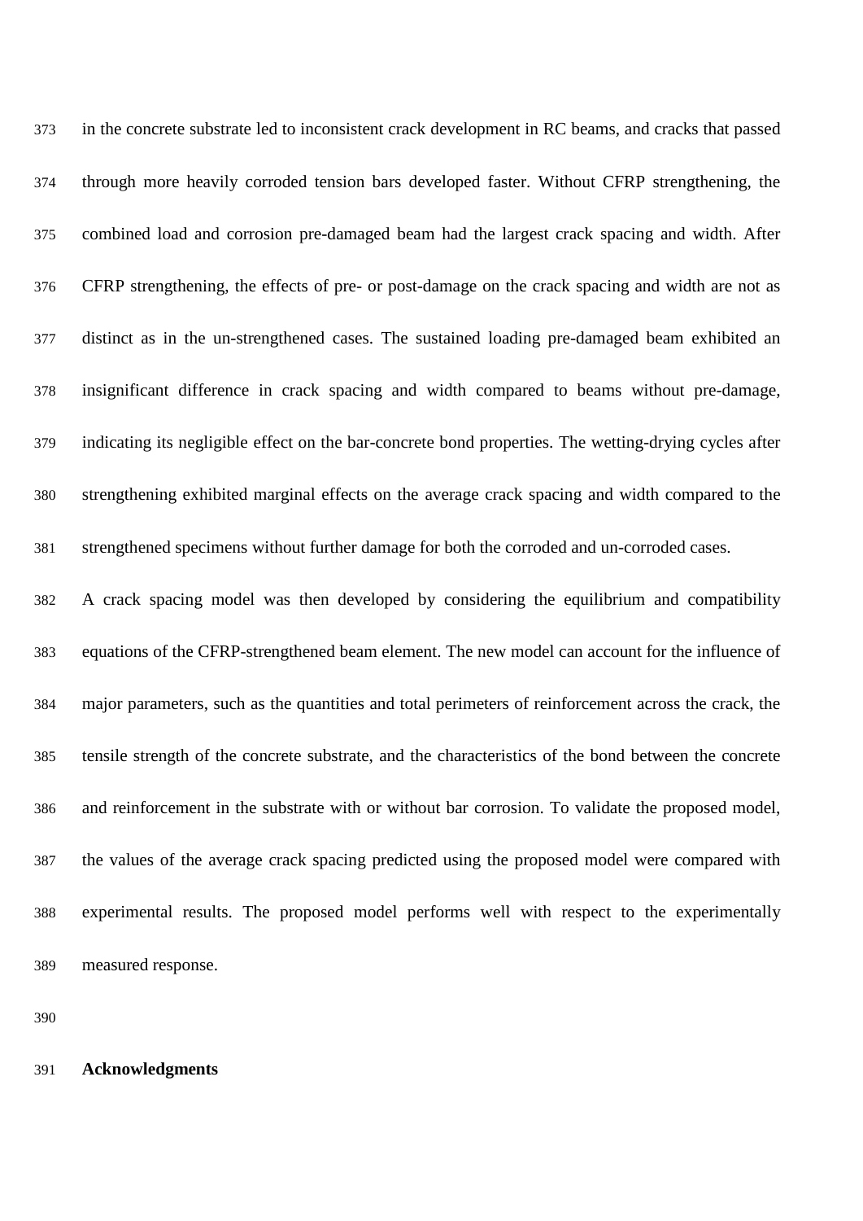in the concrete substrate led to inconsistent crack development in RC beams, and cracks that passed through more heavily corroded tension bars developed faster. Without CFRP strengthening, the combined load and corrosion pre-damaged beam had the largest crack spacing and width. After CFRP strengthening, the effects of pre- or post-damage on the crack spacing and width are not as distinct as in the un-strengthened cases. The sustained loading pre-damaged beam exhibited an insignificant difference in crack spacing and width compared to beams without pre-damage, indicating its negligible effect on the bar-concrete bond properties. The wetting-drying cycles after strengthening exhibited marginal effects on the average crack spacing and width compared to the strengthened specimens without further damage for both the corroded and un-corroded cases.

A crack spacing model was then developed by considering the equilibrium and compatibility equations of the CFRP-strengthened beam element. The new model can account for the influence of major parameters, such as the quantities and total perimeters of reinforcement across the crack, the tensile strength of the concrete substrate, and the characteristics of the bond between the concrete and reinforcement in the substrate with or without bar corrosion. To validate the proposed model, the values of the average crack spacing predicted using the proposed model were compared with experimental results. The proposed model performs well with respect to the experimentally measured response.

**Acknowledgments**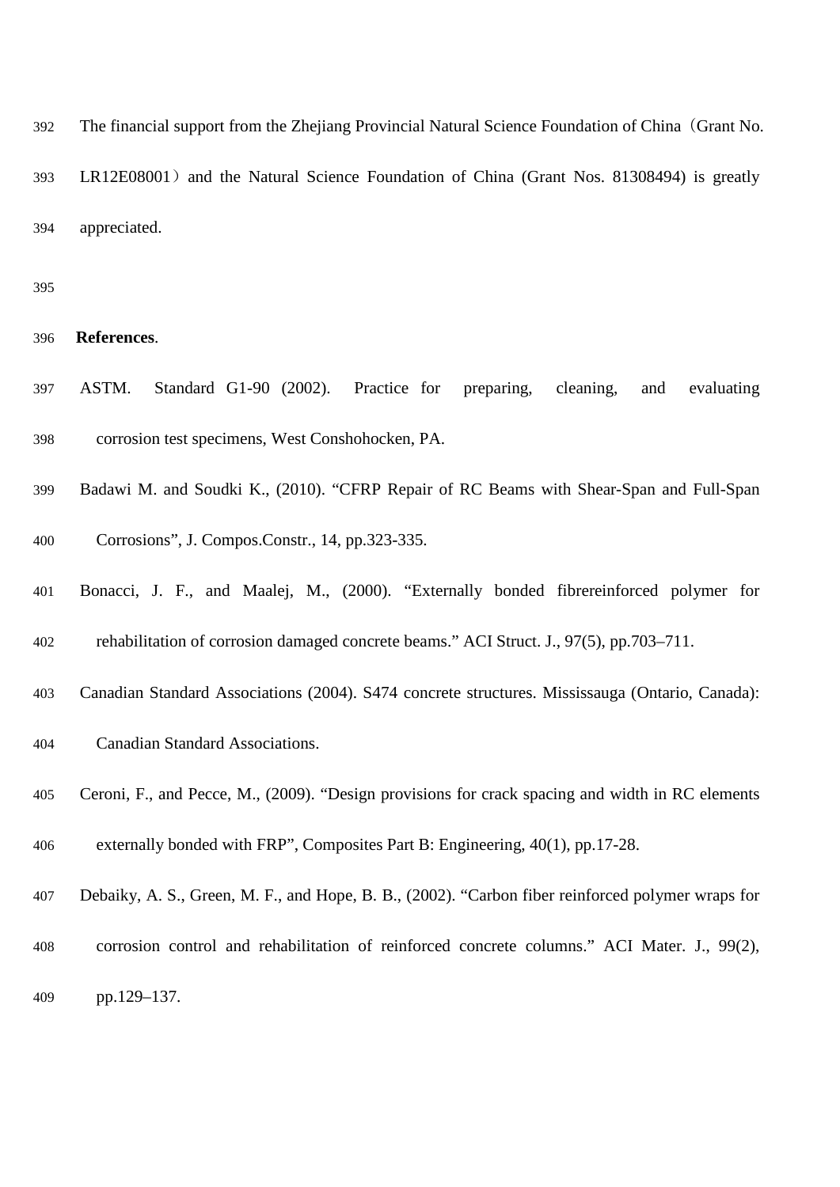The financial support from the Zhejiang Provincial Natural Science Foundation of China（Grant No. LR12E08001）and the Natural Science Foundation of China (Grant Nos. 81308494) is greatly appreciated.

**References**.

ASTM. Standard G1-90 (2002). Practice for preparing, cleaning, and evaluating corrosion test specimens, West Conshohocken, PA.

Badawi M. and Soudki K., (2010). “CFRP Repair of RC Beams with Shear-Span and Full-Span Corrosions”, J. Compos.Constr., 14, pp.323-335.

Bonacci, J. F., and Maalej, M., (2000). “Externally bonded fibrereinforced polymer for rehabilitation of corrosion damaged concrete beams.” ACI Struct. J., 97(5), pp.703–711.

Canadian Standard Associations (2004). S474 concrete structures. Mississauga (Ontario, Canada): Canadian Standard Associations.

Ceroni, F., and Pecce, M., (2009). “Design provisions for crack spacing and width in RC elements externally bonded with FRP”, Composites Part B: Engineering, 40(1), pp.17-28.

Debaiky, A. S., Green, M. F., and Hope, B. B., (2002). “Carbon fiber reinforced polymer wraps for corrosion control and rehabilitation of reinforced concrete columns.” ACI Mater. J., 99(2), pp.129–137.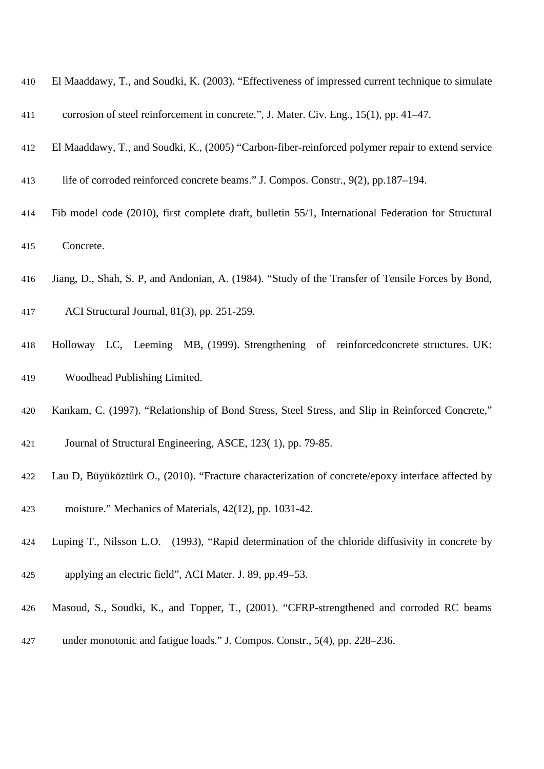El Maaddawy, T., and Soudki, K. (2003). “Effectiveness of impressed current technique to simulate corrosion of steel reinforcement in concrete.”, J. Mater. Civ. Eng., 15(1), pp. 41–47.

El Maaddawy, T., and Soudki, K., (2005) “Carbon-fiber-reinforced polymer repair to extend service life of corroded reinforced concrete beams.” J. Compos. Constr., 9(2), pp.187–194.

Fib model code (2010), first complete draft, bulletin 55/1, International Federation for Structural Concrete.

Jiang, D., Shah, S. P, and Andonian, A. (1984). “Study of the Transfer of Tensile Forces by Bond, ACI Structural Journal, 81(3), pp. 251-259.

Holloway LC, Leeming MB, (1999). Strengthening of reinforcedconcrete structures. UK: Woodhead Publishing Limited.

Kankam, C. (1997). “Relationship of Bond Stress, Steel Stress, and Slip in Reinforced Concrete,” Journal of Structural Engineering, ASCE, 123( 1), pp. 79-85.

Lau D, Büyüköztürk O., (2010). “Fracture characterization of concrete/epoxy interface affected by moisture.” Mechanics of Materials, 42(12), pp. 1031-42.

Luping T., Nilsson L.O. (1993), “Rapid determination of the chloride diffusivity in concrete by applying an electric field”, ACI Mater. J. 89, pp.49–53.

Masoud, S., Soudki, K., and Topper, T., (2001). “CFRP-strengthened and corroded RC beams under monotonic and fatigue loads.” J. Compos. Constr., 5(4), pp. 228–236.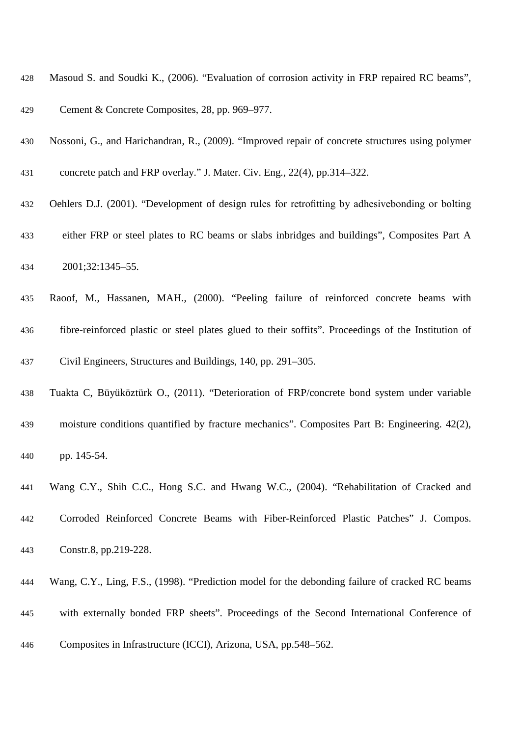Masoud S. and Soudki K., (2006). "Evaluation of corrosion activity in FRP repaired RC beams", Cement & Concrete Composites, 28, pp. 969–977.

Nossoni, G., and Harichandran, R., (2009). "Improved repair of concrete structures using polymer concrete patch and FRP overlay." J. Mater. Civ. Eng., 22(4), pp.314–322.

Oehlers D.J. (2001). "Development of design rules for retrofitting by adhesivebonding or bolting either FRP or steel plates to RC beams or slabs inbridges and buildings", Composites Part A 2001;32:1345–55.

Raoof, M., Hassanen, MAH., (2000). "Peeling failure of reinforced concrete beams with fibre-reinforced plastic or steel plates glued to their soffits". Proceedings of the Institution of Civil Engineers, Structures and Buildings, 140, pp. 291–305.

Tuakta C, Büyüköztürk O., (2011). "Deterioration of FRP/concrete bond system under variable moisture conditions quantified by fracture mechanics". Composites Part B: Engineering. 42(2), pp. 145-54.

Wang C.Y., Shih C.C., Hong S.C. and Hwang W.C., (2004). "Rehabilitation of Cracked and Corroded Reinforced Concrete Beams with Fiber-Reinforced Plastic Patches" J. Compos. Constr.8, pp.219-228.

Wang, C.Y., Ling, F.S., (1998). "Prediction model for the debonding failure of cracked RC beams with externally bonded FRP sheets". Proceedings of the Second International Conference of Composites in Infrastructure (ICCI), Arizona, USA, pp.548–562.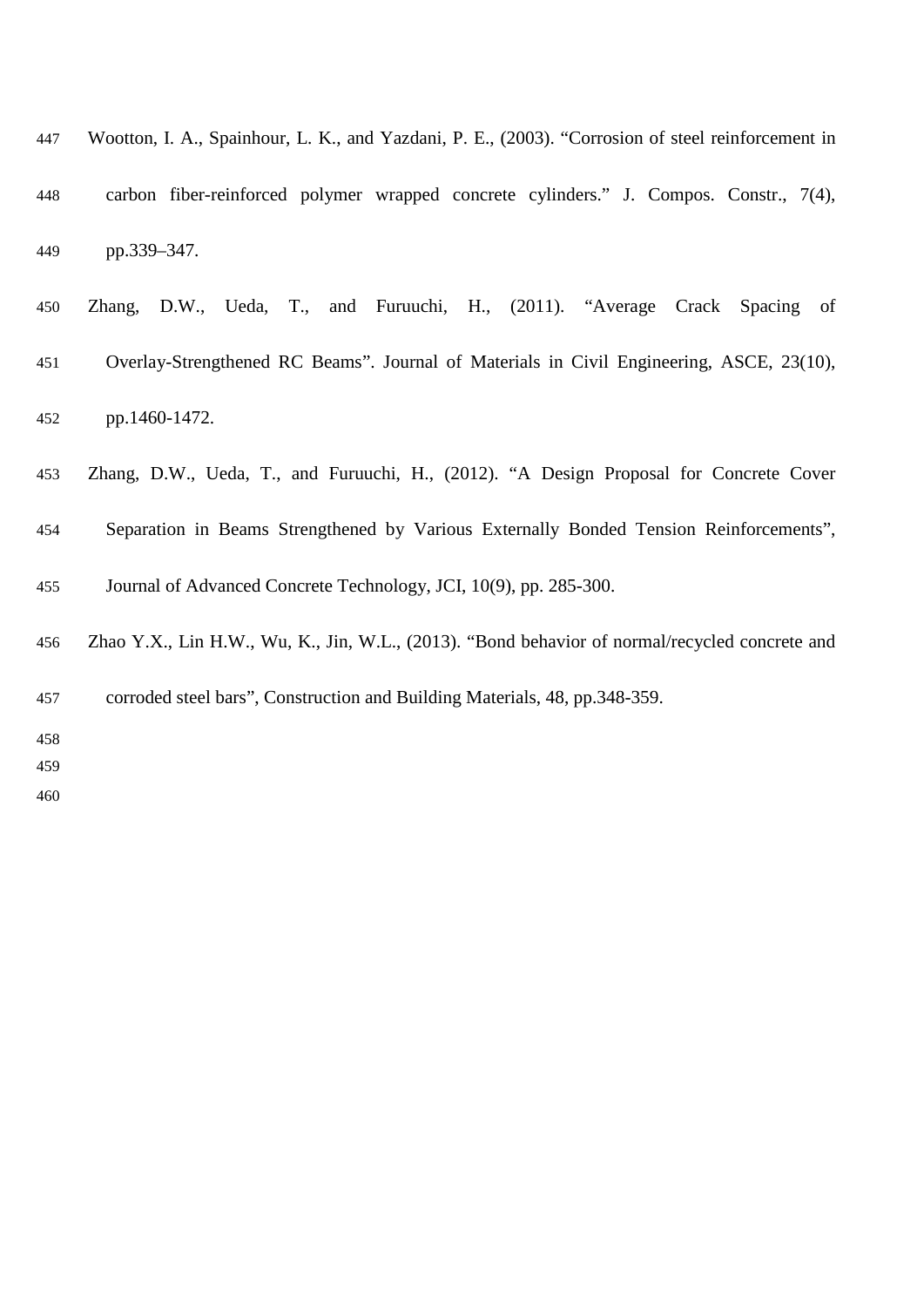Wootton, I. A., Spainhour, L. K., and Yazdani, P. E., (2003). “Corrosion of steel reinforcement in carbon fiber-reinforced polymer wrapped concrete cylinders.” J. Compos. Constr., 7(4), pp.339–347.

Zhang, D.W., Ueda, T., and Furuuchi, H., (2011). “Average Crack Spacing of Overlay-Strengthened RC Beams”. Journal of Materials in Civil Engineering, ASCE, 23(10), pp.1460-1472.

Zhang, D.W., Ueda, T., and Furuuchi, H., (2012). “A Design Proposal for Concrete Cover Separation in Beams Strengthened by Various Externally Bonded Tension Reinforcements”, Journal of Advanced Concrete Technology, JCI, 10(9), pp. 285-300.

Zhao Y.X., Lin H.W., Wu, K., Jin, W.L., (2013). “Bond behavior of normal/recycled concrete and corroded steel bars”, Construction and Building Materials, 48, pp.348-359.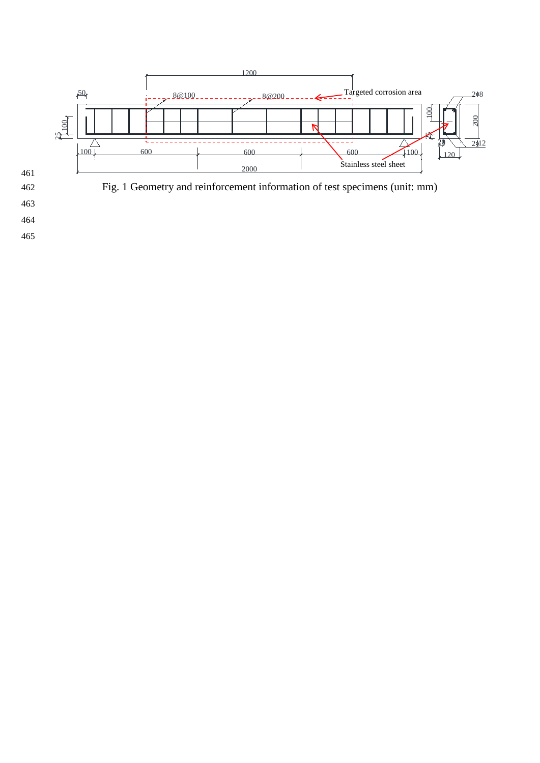Fig. 1 Geometry and reinforcement information of test specimens (unit: mm)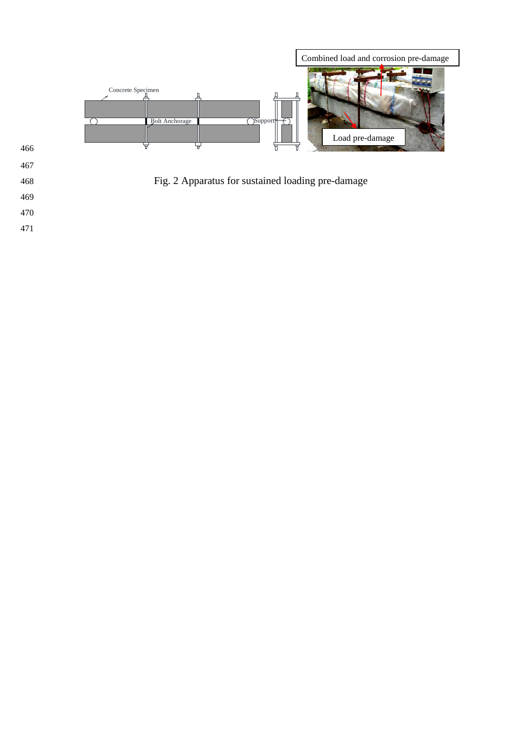Fig. 2 Apparatus for sustained loading pre-damage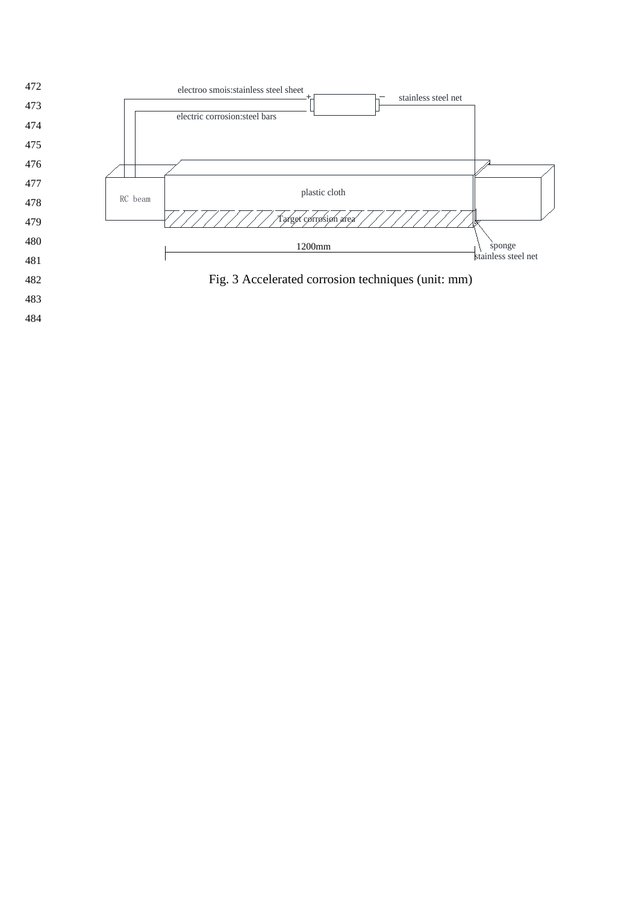electroo smois:stainless steel sheet

stainless steel net

electric corrosion:steel bars

RC beam

plastic cloth

Target corrosion area

1200mm

sponge

stainless steel net

Fig. 3 Accelerated corrosion techniques (unit: mm)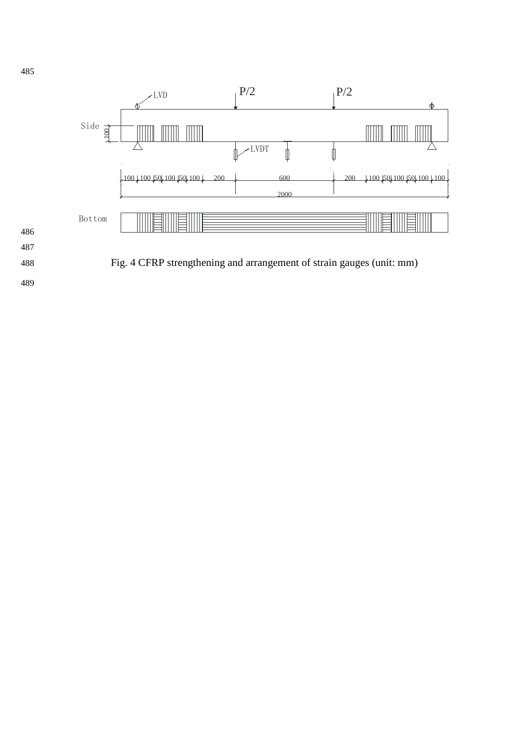Fig. 4 CFRP strengthening and arrangement of strain gauges (unit: mm)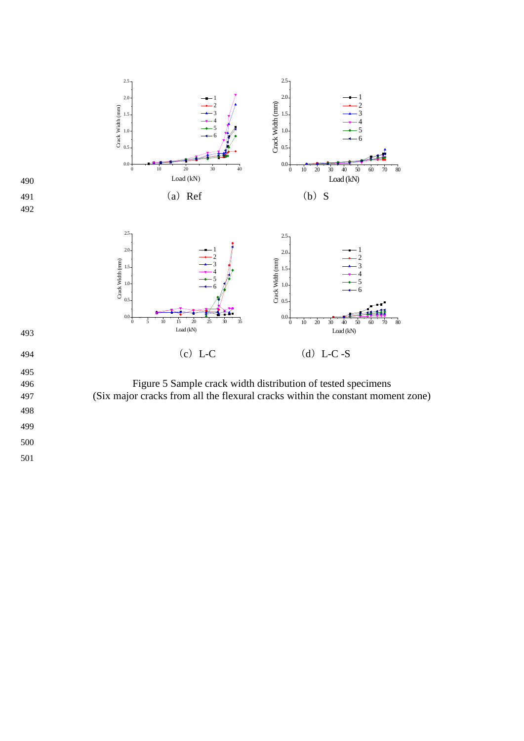(a) Ref　　(b) S

(c) L-C　　(d) L-C -S

Figure 5 Sample crack width distribution of tested specimens
(Six major cracks from all the flexural cracks within the constant moment zone)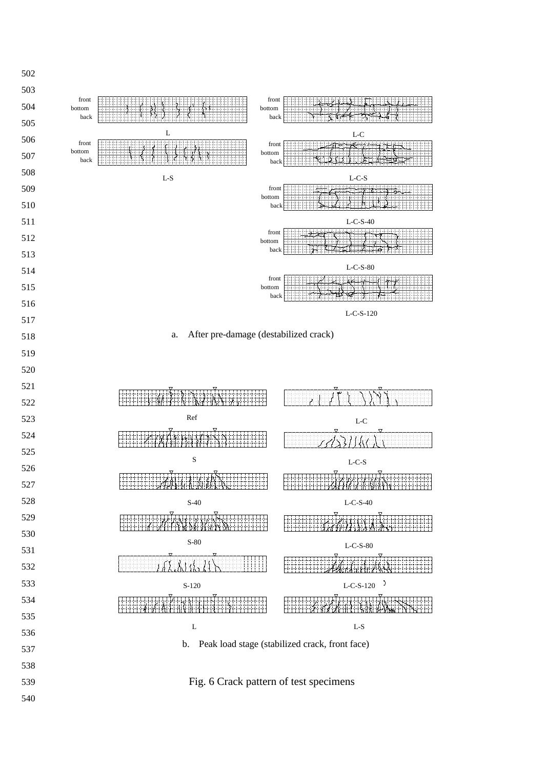a. After pre-damage (destabilized crack)

b. Peak load stage (stabilized crack, front face)

Fig. 6 Crack pattern of test specimens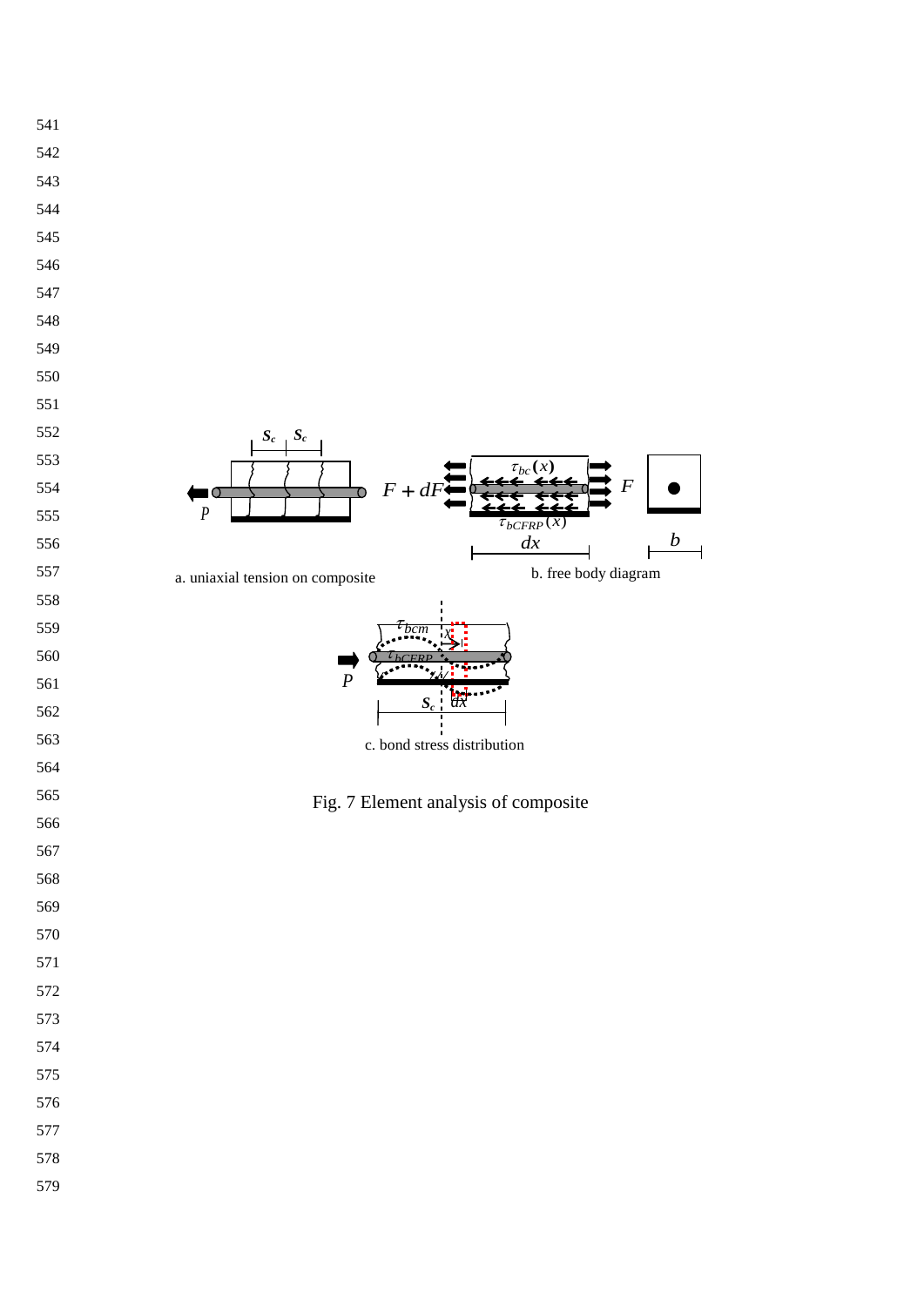a. uniaxial tension on composite

b. free body diagram

c. bond stress distribution

Fig. 7 Element analysis of composite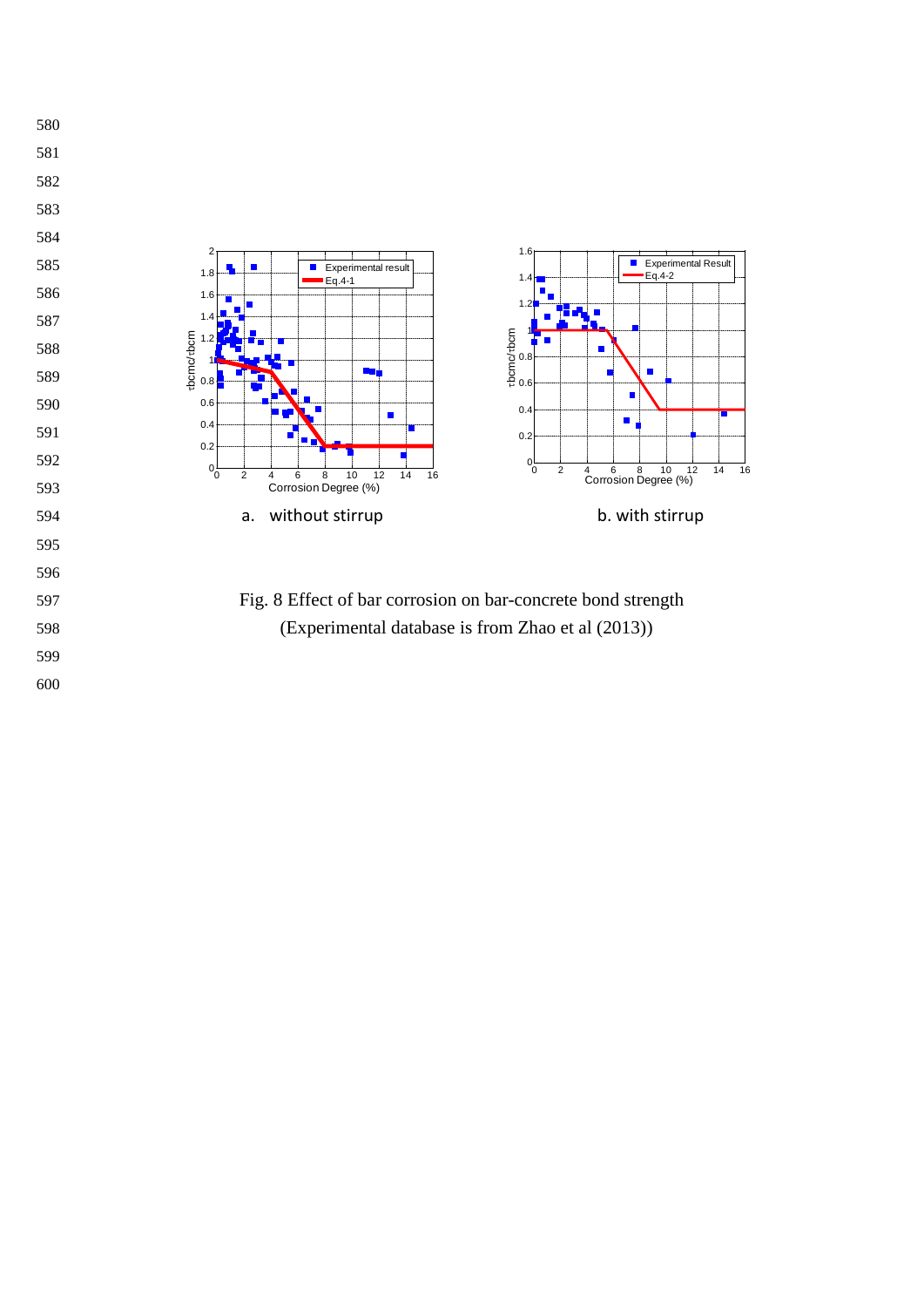a. without stirrup

b. with stirrup

Fig. 8 Effect of bar corrosion on bar-concrete bond strength

(Experimental database is from Zhao et al (2013))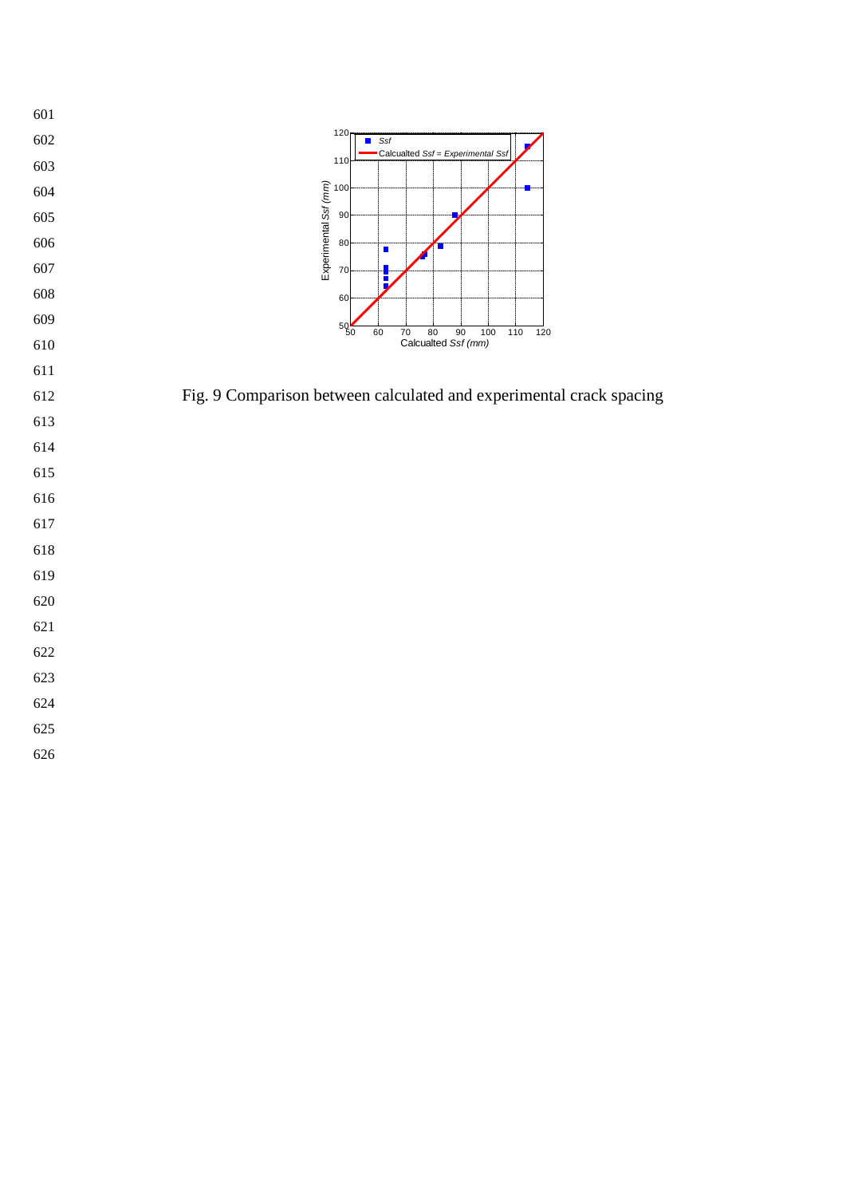Fig. 9 Comparison between calculated and experimental crack spacing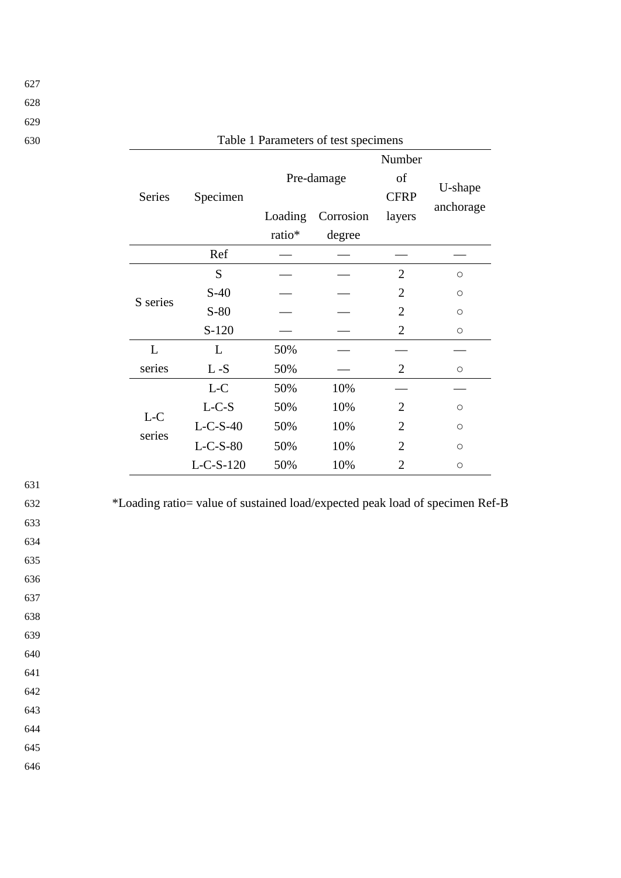Table 1 Parameters of test specimens

| Series | Specimen | Pre-damage | | Number of CFRP layers | U-shape anchorage |
|---|---|---|---|---|---|
| | | Loading ratio* | Corrosion degree | | |
| | Ref | — | — | — | — |
| S series | S | — | — | 2 | ○ |
| | S-40 | — | — | 2 | ○ |
| | S-80 | — | — | 2 | ○ |
| | S-120 | — | — | 2 | ○ |
| L series | L | 50% | — | — | — |
| | L -S | 50% | — | 2 | ○ |
| L-C series | L-C | 50% | 10% | — | — |
| | L-C-S | 50% | 10% | 2 | ○ |
| | L-C-S-40 | 50% | 10% | 2 | ○ |
| | L-C-S-80 | 50% | 10% | 2 | ○ |
| | L-C-S-120 | 50% | 10% | 2 | ○ |

*Loading ratio= value of sustained load/expected peak load of specimen Ref-B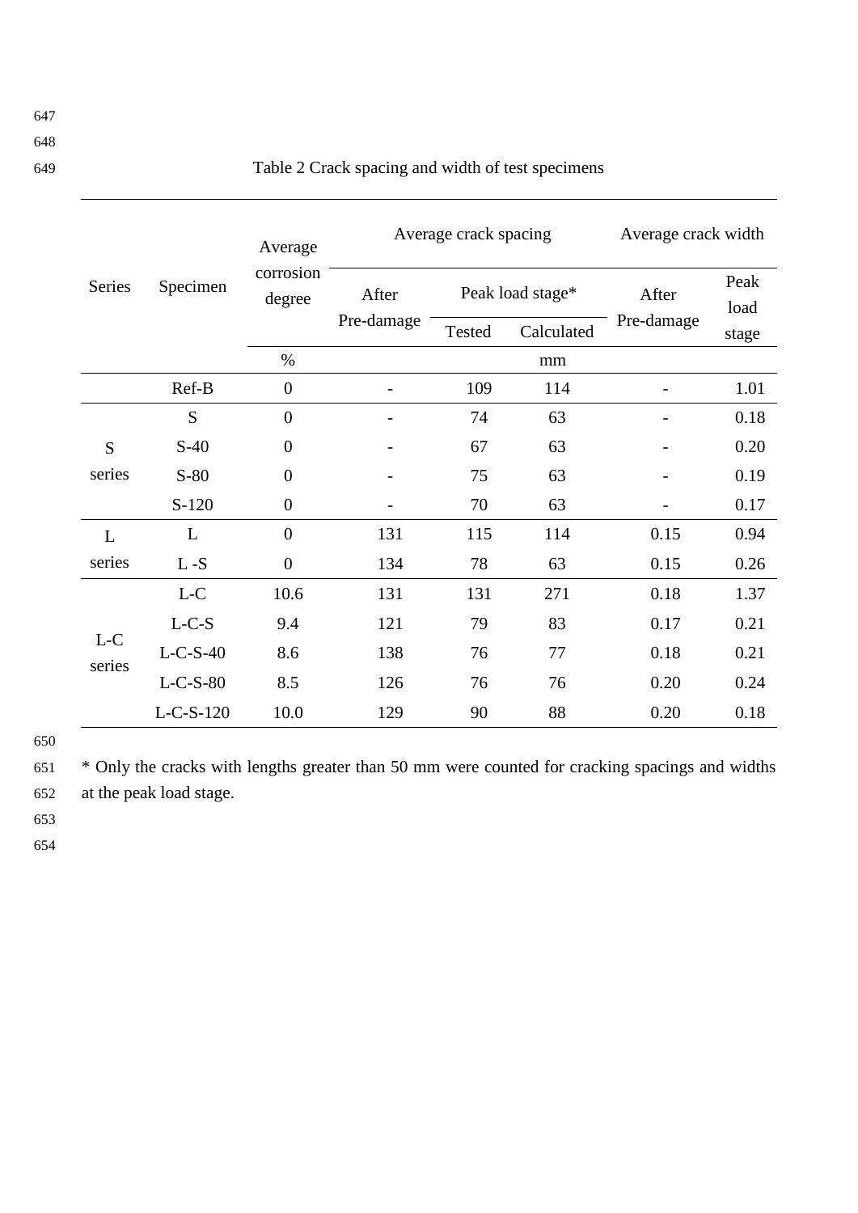Table 2 Crack spacing and width of test specimens

| Series | Specimen | Average corrosion degree | Average crack spacing | | | Average crack width | |
|---|---|---|---|---|---|---|---|
| | | | After Pre-damage | Peak load stage* | | After Pre-damage | Peak load stage |
| | | | | Tested | Calculated | | |
| | | % | mm | | | | |
| | Ref-B | 0 | - | 109 | 114 | - | 1.01 |
| S series | S | 0 | - | 74 | 63 | - | 0.18 |
| | S-40 | 0 | - | 67 | 63 | - | 0.20 |
| | S-80 | 0 | - | 75 | 63 | - | 0.19 |
| | S-120 | 0 | - | 70 | 63 | - | 0.17 |
| L series | L | 0 | 131 | 115 | 114 | 0.15 | 0.94 |
| | L -S | 0 | 134 | 78 | 63 | 0.15 | 0.26 |
| L-C series | L-C | 10.6 | 131 | 131 | 271 | 0.18 | 1.37 |
| | L-C-S | 9.4 | 121 | 79 | 83 | 0.17 | 0.21 |
| | L-C-S-40 | 8.6 | 138 | 76 | 77 | 0.18 | 0.21 |
| | L-C-S-80 | 8.5 | 126 | 76 | 76 | 0.20 | 0.24 |
| | L-C-S-120 | 10.0 | 129 | 90 | 88 | 0.20 | 0.18 |

* Only the cracks with lengths greater than 50 mm were counted for cracking spacings and widths at the peak load stage.